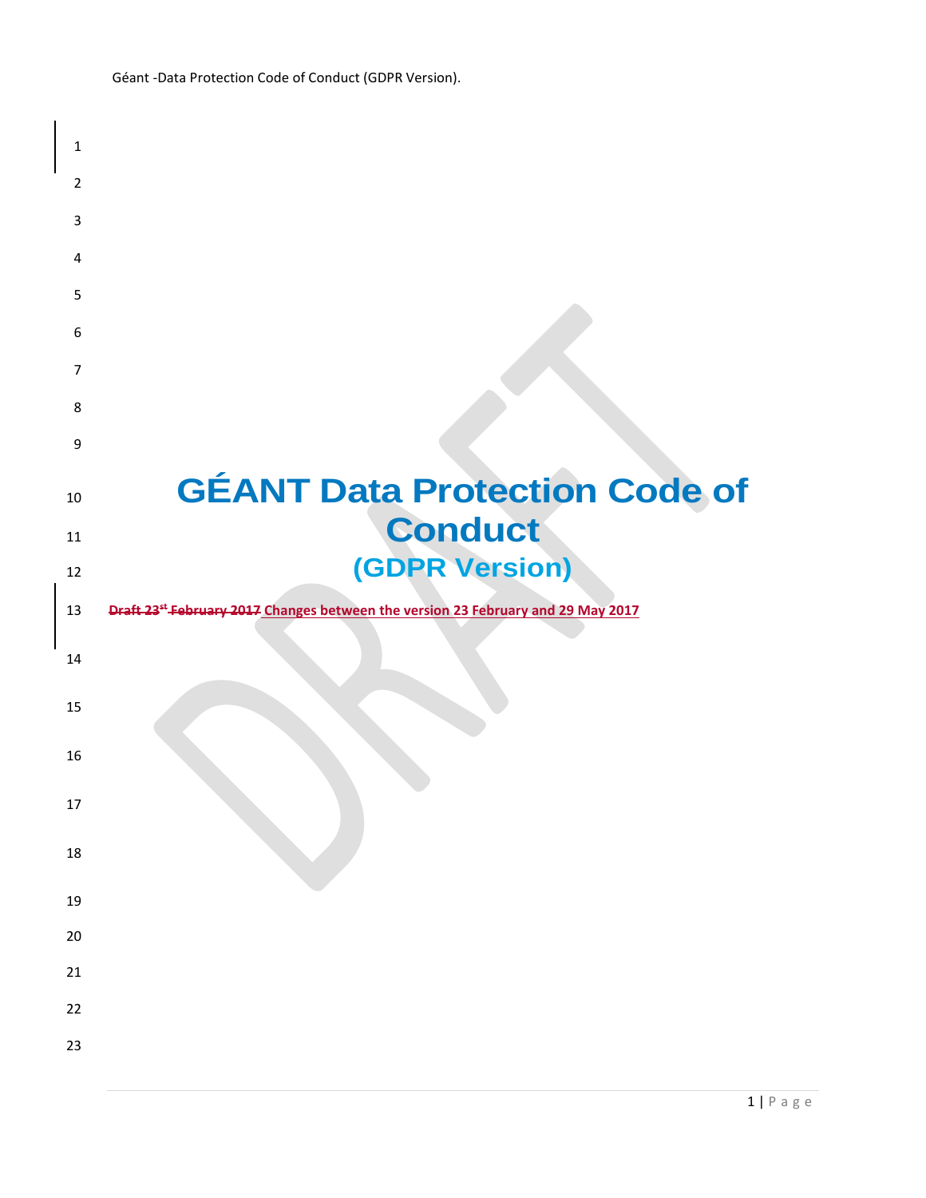# GÉANT Data Protection Code of Conduct

## (GDPR Version)

~~Draft 23st February 2017~~ Changes between the version 23 February and 29 May 2017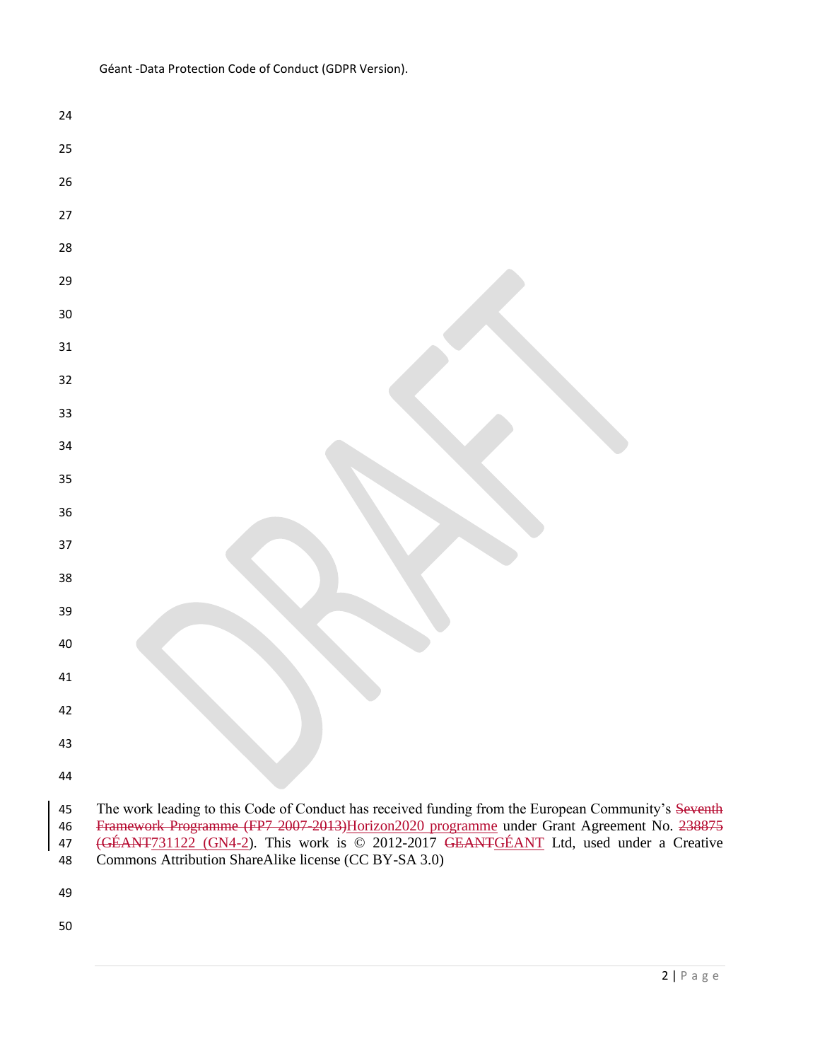The work leading to this Code of Conduct has received funding from the European Community's ~~Seventh Framework Programme (FP7 2007-2013)~~Horizon2020 programme under Grant Agreement No. ~~238875 (GÉANT~~731122 (GN4-2). This work is © 2012-2017 ~~GEANT~~GÉANT Ltd, used under a Creative Commons Attribution ShareAlike license (CC BY-SA 3.0)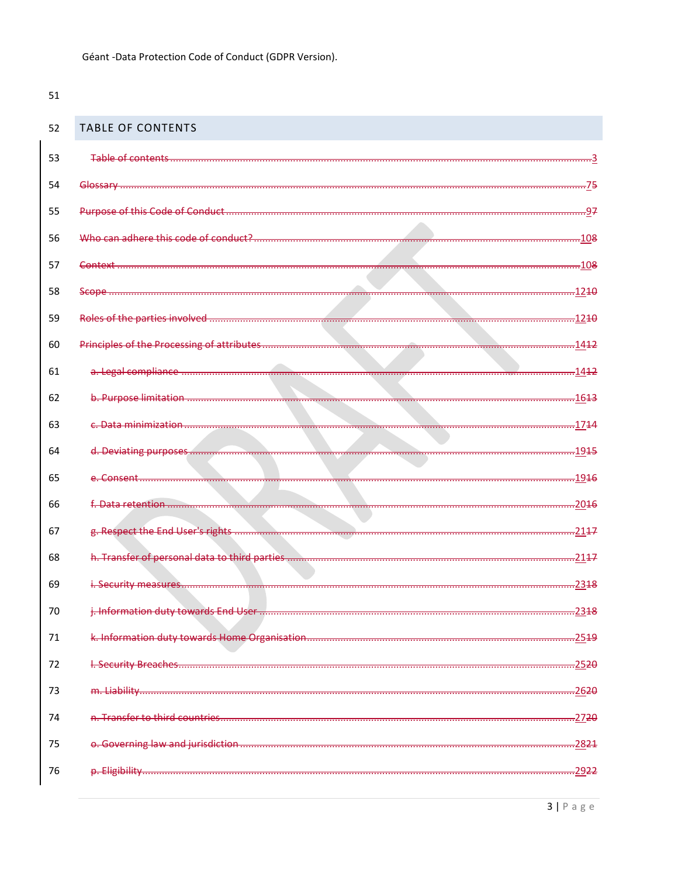## TABLE OF CONTENTS

- Table of contents ..... 3
- Glossary ..... 75
- Purpose of this Code of Conduct ..... 97
- Who can adhere this code of conduct? ..... 108
- Context ..... 108
- Scope ..... 1210
- Roles of the parties involved ..... 1210
- Principles of the Processing of attributes ..... 1412
  - a. Legal compliance ..... 1412
  - b. Purpose limitation ..... 1613
  - c. Data minimization ..... 1714
  - d. Deviating purposes ..... 1915
  - e. Consent ..... 1916
  - f. Data retention ..... 2016
  - g. Respect the End User's rights ..... 2117
  - h. Transfer of personal data to third parties ..... 2117
  - i. Security measures ..... 2318
  - j. Information duty towards End User ..... 2318
  - k. Information duty towards Home Organisation ..... 2519
  - l. Security Breaches ..... 2520
  - m. Liability ..... 2620
  - n. Transfer to third countries ..... 2720
  - o. Governing law and jurisdiction ..... 2821
  - p. Eligibility ..... 2922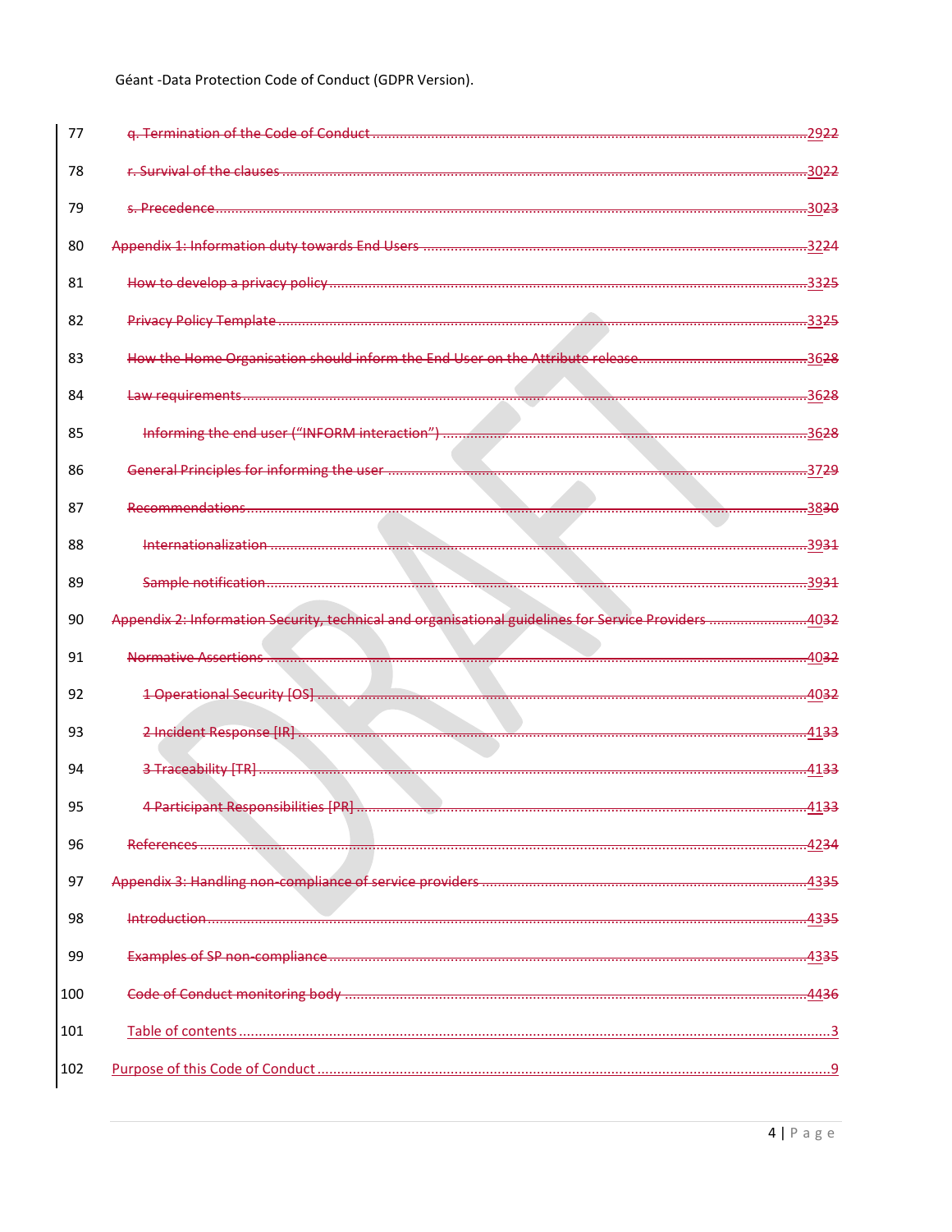q. Termination of the Code of Conduct ........ 2922

r. Survival of the clauses ........ 3022

s. Precedence ........ 3023

Appendix 1: Information duty towards End Users ........ 3224

How to develop a privacy policy ........ 3325

Privacy Policy Template ........ 3325

How the Home Organisation should inform the End User on the Attribute release ........ 3628

Law requirements ........ 3628

Informing the end user ("INFORM interaction") ........ 3628

General Principles for informing the user ........ 3729

Recommendations ........ 3830

Internationalization ........ 3931

Sample notification ........ 3931

Appendix 2: Information Security, technical and organisational guidelines for Service Providers ........ 4032

Normative Assertions ........ 4032

1 Operational Security [OS] ........ 4032

2 Incident Response [IR] ........ 4133

3 Traceability [TR] ........ 4133

4 Participant Responsibilities [PR] ........ 4133

References ........ 4234

Appendix 3: Handling non-compliance of service providers ........ 4335

Introduction ........ 4335

Examples of SP non-compliance ........ 4335

Code of Conduct monitoring body ........ 4436

Table of contents ........ 3

Purpose of this Code of Conduct ........ 9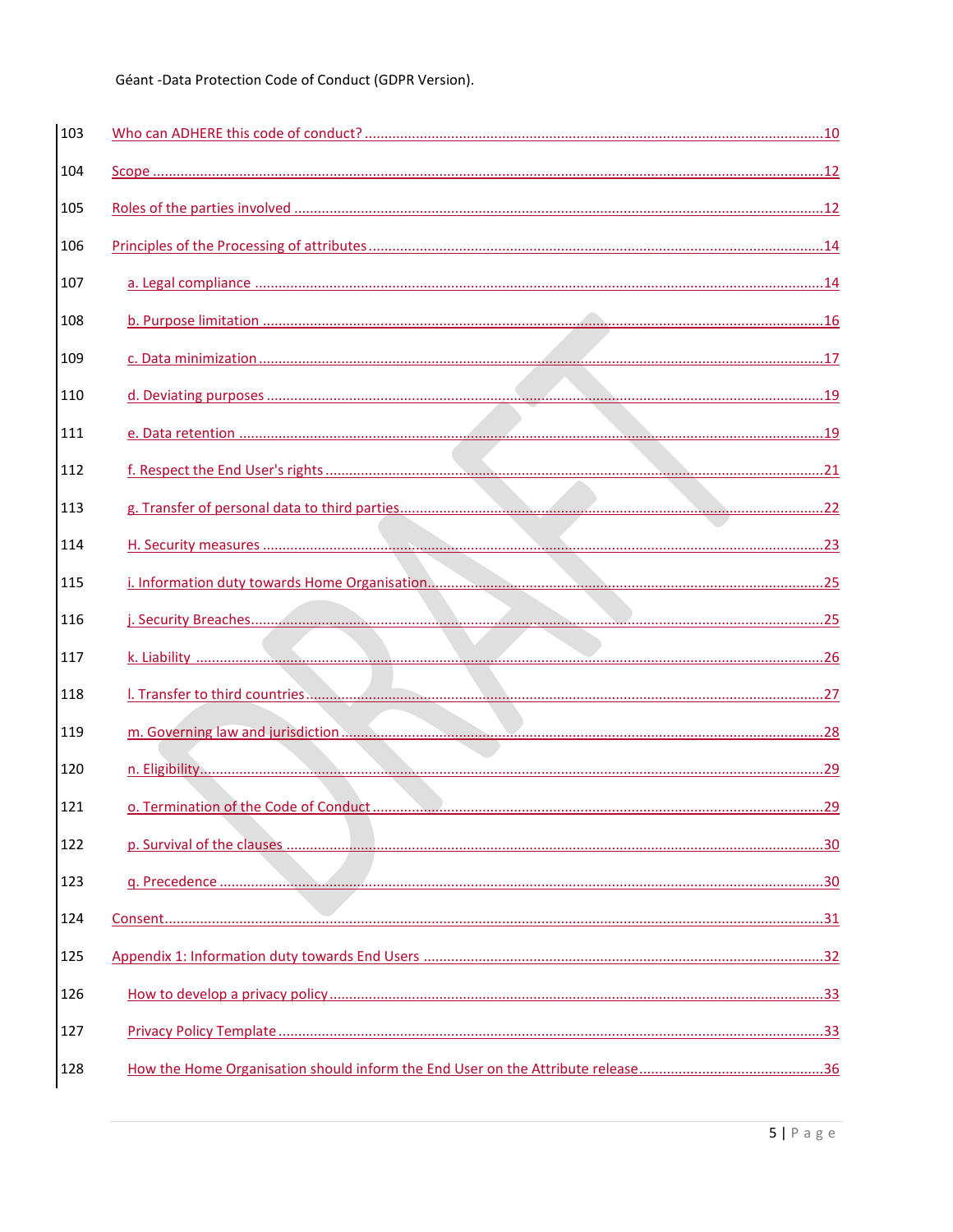103 Who can ADHERE this code of conduct? ....................................................................................................10

104 Scope ..........................................................................................................................................................12

105 Roles of the parties involved .......................................................................................................................12

106 Principles of the Processing of attributes .....................................................................................................14

107 a. Legal compliance ......................................................................................................................................14

108 b. Purpose limitation .....................................................................................................................................16

109 c. Data minimization ......................................................................................................................................17

110 d. Deviating purposes ....................................................................................................................................19

111 e. Data retention ...........................................................................................................................................19

112 f. Respect the End User's rights .....................................................................................................................21

113 g. Transfer of personal data to third parties ..................................................................................................22

114 H. Security measures ....................................................................................................................................23

115 i. Information duty towards Home Organisation ..........................................................................................25

116 j. Security Breaches ......................................................................................................................................25

117 k. Liability ....................................................................................................................................................26

118 l. Transfer to third countries .........................................................................................................................27

119 m. Governing law and jurisdiction .................................................................................................................28

120 n. Eligibility ..................................................................................................................................................29

121 o. Termination of the Code of Conduct .........................................................................................................29

122 p. Survival of the clauses ..............................................................................................................................30

123 q. Precedence ..............................................................................................................................................30

124 Consent ........................................................................................................................................................31

125 Appendix 1: Information duty towards End Users ............................................................................................32

126 How to develop a privacy policy .......................................................................................................................33

127 Privacy Policy Template ....................................................................................................................................33

128 How the Home Organisation should inform the End User on the Attribute release .............................................36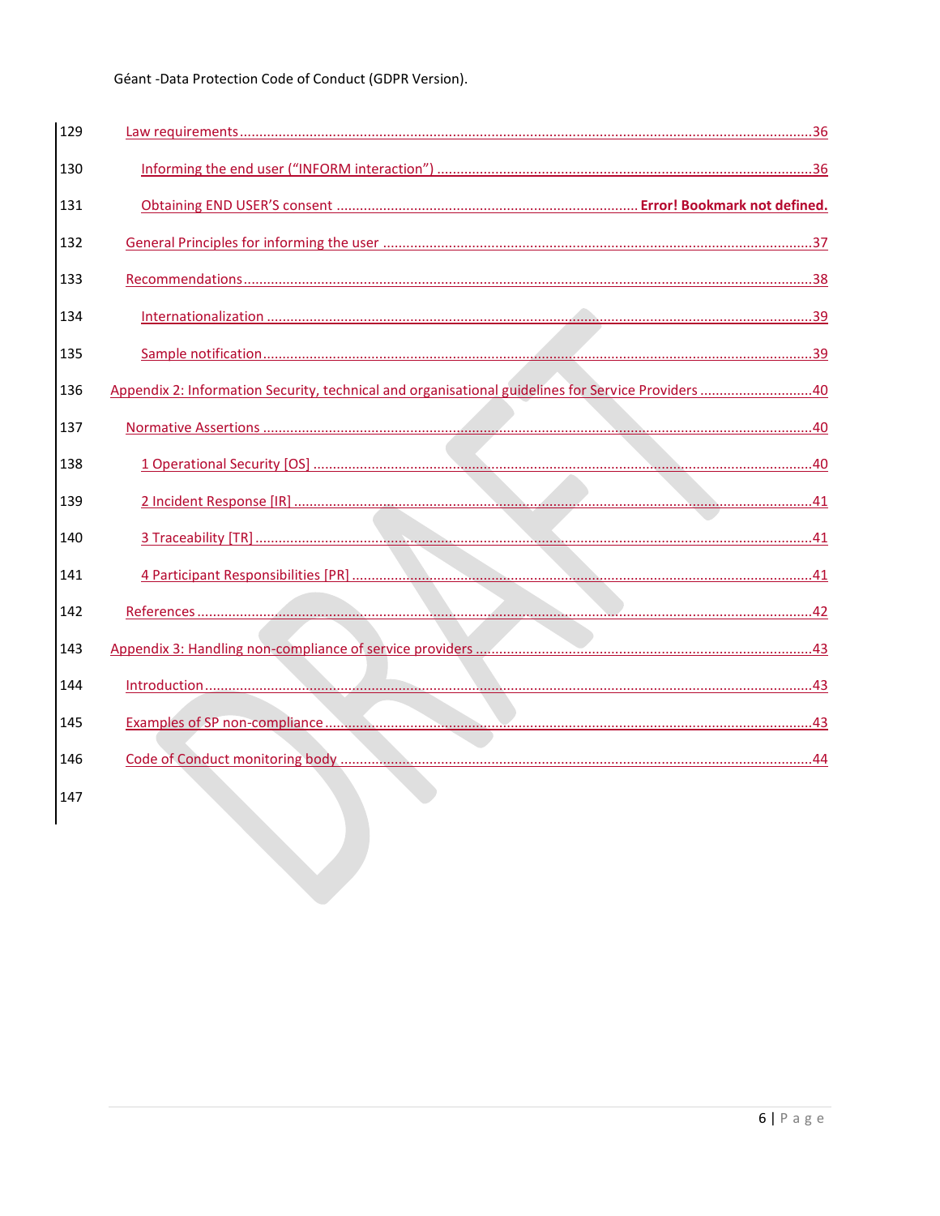129 Law requirements ............................................................................................................................................36

130 Informing the end user (“INFORM interaction”) ..............................................................................................36

131 Obtaining END USER’S consent ............................................................................ **Error! Bookmark not defined.**

132 General Principles for informing the user ............................................................................................................37

133 Recommendations............................................................................................................................................38

134 Internationalization ...........................................................................................................................................39

135 Sample notification.............................................................................................................................................39

136 Appendix 2: Information Security, technical and organisational guidelines for Service Providers ............................40

137 Normative Assertions ..........................................................................................................................................40

138 1 Operational Security [OS] ...................................................................................................................................40

139 2 Incident Response [IR] ......................................................................................................................................41

140 3 Traceability [TR] ..............................................................................................................................................41

141 4 Participant Responsibilities [PR] .........................................................................................................................41

142 References ..........................................................................................................................................................42

143 Appendix 3: Handling non-compliance of service providers .......................................................................................43

144 Introduction ..........................................................................................................................................................43

145 Examples of SP non-compliance ............................................................................................................................43

146 Code of Conduct monitoring body ..........................................................................................................................44

147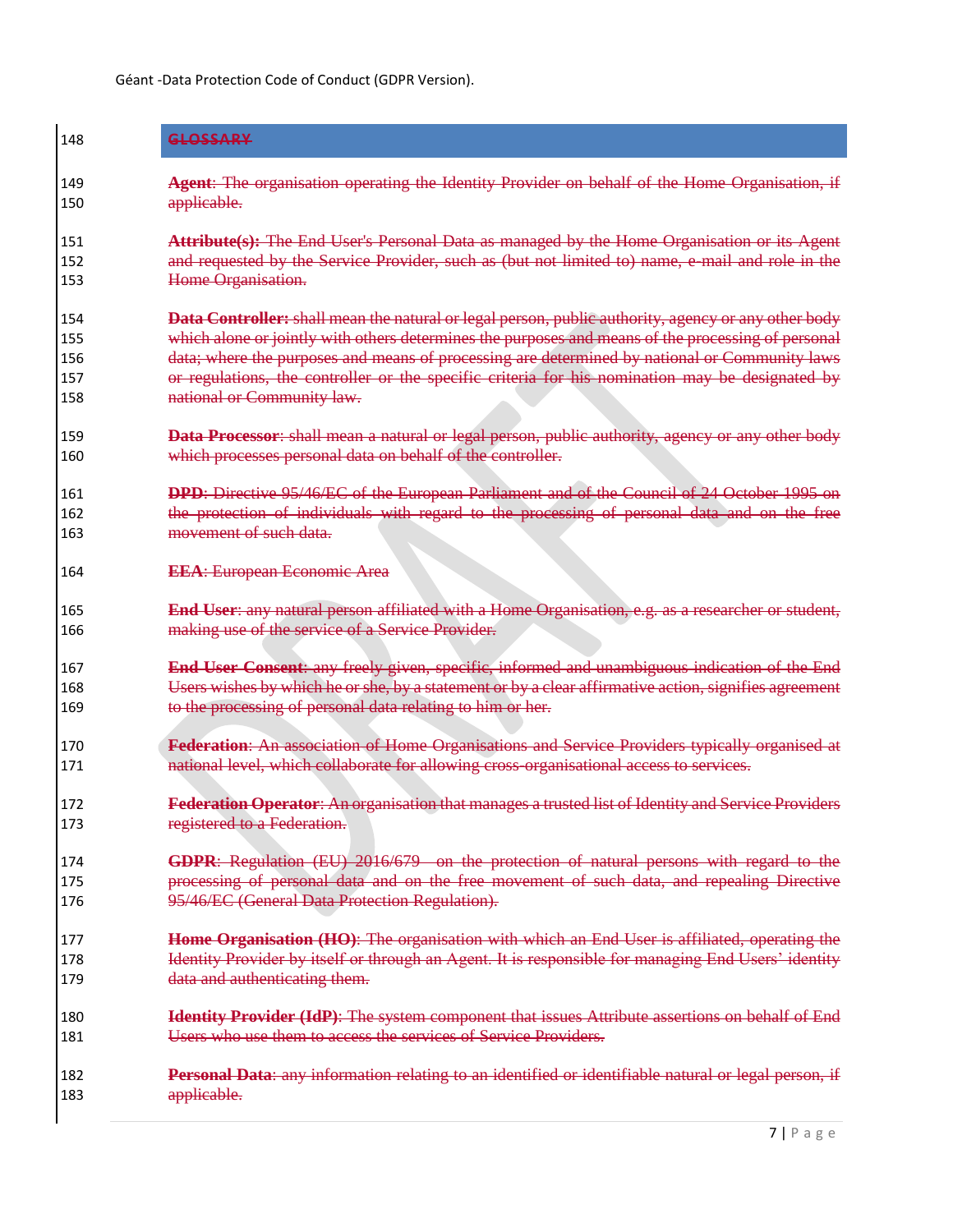## GLOSSARY

**Agent**: The organisation operating the Identity Provider on behalf of the Home Organisation, if applicable.

**Attribute(s):** The End User's Personal Data as managed by the Home Organisation or its Agent and requested by the Service Provider, such as (but not limited to) name, e-mail and role in the Home Organisation.

**Data Controller:** shall mean the natural or legal person, public authority, agency or any other body which alone or jointly with others determines the purposes and means of the processing of personal data; where the purposes and means of processing are determined by national or Community laws or regulations, the controller or the specific criteria for his nomination may be designated by national or Community law.

**Data Processor**: shall mean a natural or legal person, public authority, agency or any other body which processes personal data on behalf of the controller.

**DPD**: Directive 95/46/EC of the European Parliament and of the Council of 24 October 1995 on the protection of individuals with regard to the processing of personal data and on the free movement of such data.

**EEA**: European Economic Area

**End User**: any natural person affiliated with a Home Organisation, e.g. as a researcher or student, making use of the service of a Service Provider.

**End User Consent**: any freely given, specific, informed and unambiguous indication of the End Users wishes by which he or she, by a statement or by a clear affirmative action, signifies agreement to the processing of personal data relating to him or her.

**Federation**: An association of Home Organisations and Service Providers typically organised at national level, which collaborate for allowing cross-organisational access to services.

**Federation Operator**: An organisation that manages a trusted list of Identity and Service Providers registered to a Federation.

**GDPR**: Regulation (EU) 2016/679 on the protection of natural persons with regard to the processing of personal data and on the free movement of such data, and repealing Directive 95/46/EC (General Data Protection Regulation).

**Home Organisation (HO)**: The organisation with which an End User is affiliated, operating the Identity Provider by itself or through an Agent. It is responsible for managing End Users' identity data and authenticating them.

**Identity Provider (IdP)**: The system component that issues Attribute assertions on behalf of End Users who use them to access the services of Service Providers.

**Personal Data**: any information relating to an identified or identifiable natural or legal person, if applicable.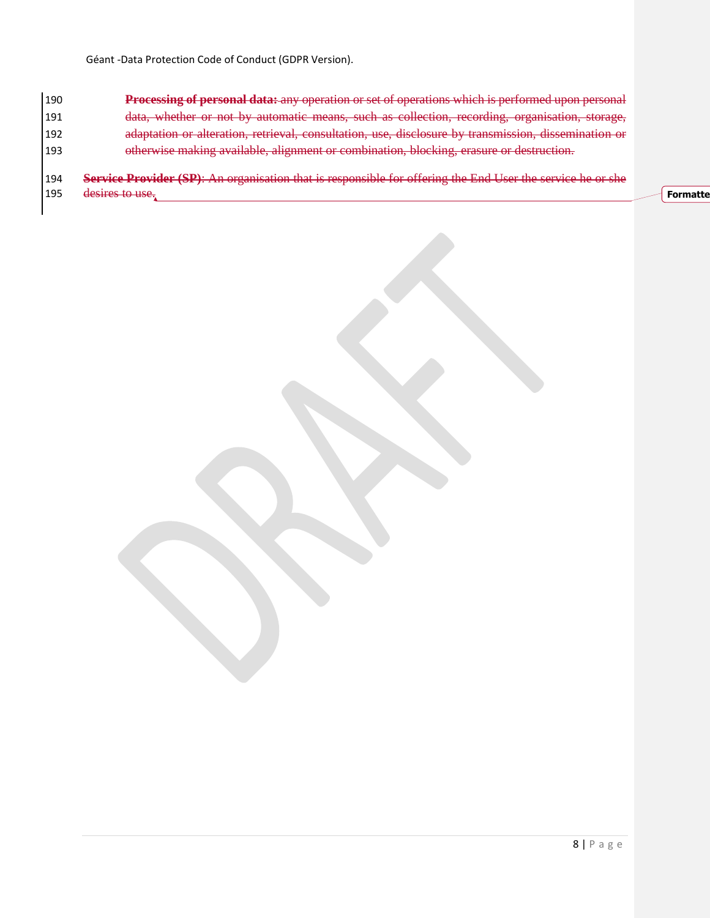~~**Processing of personal data:** any operation or set of operations which is performed upon personal data, whether or not by automatic means, such as collection, recording, organisation, storage, adaptation or alteration, retrieval, consultation, use, disclosure by transmission, dissemination or otherwise making available, alignment or combination, blocking, erasure or destruction.~~

~~**Service Provider (SP)**: An organisation that is responsible for offering the End User the service he or she desires to use.~~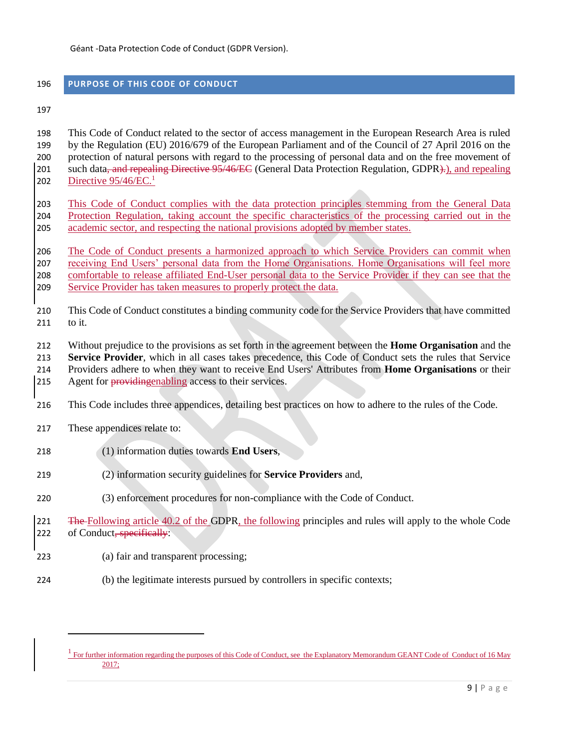## PURPOSE OF THIS CODE OF CONDUCT

This Code of Conduct related to the sector of access management in the European Research Area is ruled by the Regulation (EU) 2016/679 of the European Parliament and of the Council of 27 April 2016 on the protection of natural persons with regard to the processing of personal data and on the free movement of such data~~, and repealing Directive 95/46/EC~~ (General Data Protection Regulation, GDPR~~).~~), and repealing Directive 95/46/EC.[1]

This Code of Conduct complies with the data protection principles stemming from the General Data Protection Regulation, taking account the specific characteristics of the processing carried out in the academic sector, and respecting the national provisions adopted by member states.

The Code of Conduct presents a harmonized approach to which Service Providers can commit when receiving End Users' personal data from the Home Organisations. Home Organisations will feel more comfortable to release affiliated End-User personal data to the Service Provider if they can see that the Service Provider has taken measures to properly protect the data.

This Code of Conduct constitutes a binding community code for the Service Providers that have committed to it.

Without prejudice to the provisions as set forth in the agreement between the **Home Organisation** and the **Service Provider**, which in all cases takes precedence, this Code of Conduct sets the rules that Service Providers adhere to when they want to receive End Users' Attributes from **Home Organisations** or their Agent for ~~providing~~enabling access to their services.

This Code includes three appendices, detailing best practices on how to adhere to the rules of the Code.

These appendices relate to:

(1) information duties towards **End Users**,

(2) information security guidelines for **Service Providers** and,

(3) enforcement procedures for non-compliance with the Code of Conduct.

~~The~~ Following article 40.2 of the GDPR, the following principles and rules will apply to the whole Code of Conduct~~, specifically~~:

(a) fair and transparent processing;

(b) the legitimate interests pursued by controllers in specific contexts;

---

[1] For further information regarding the purposes of this Code of Conduct, see the Explanatory Memorandum GEANT Code of Conduct of 16 May 2017;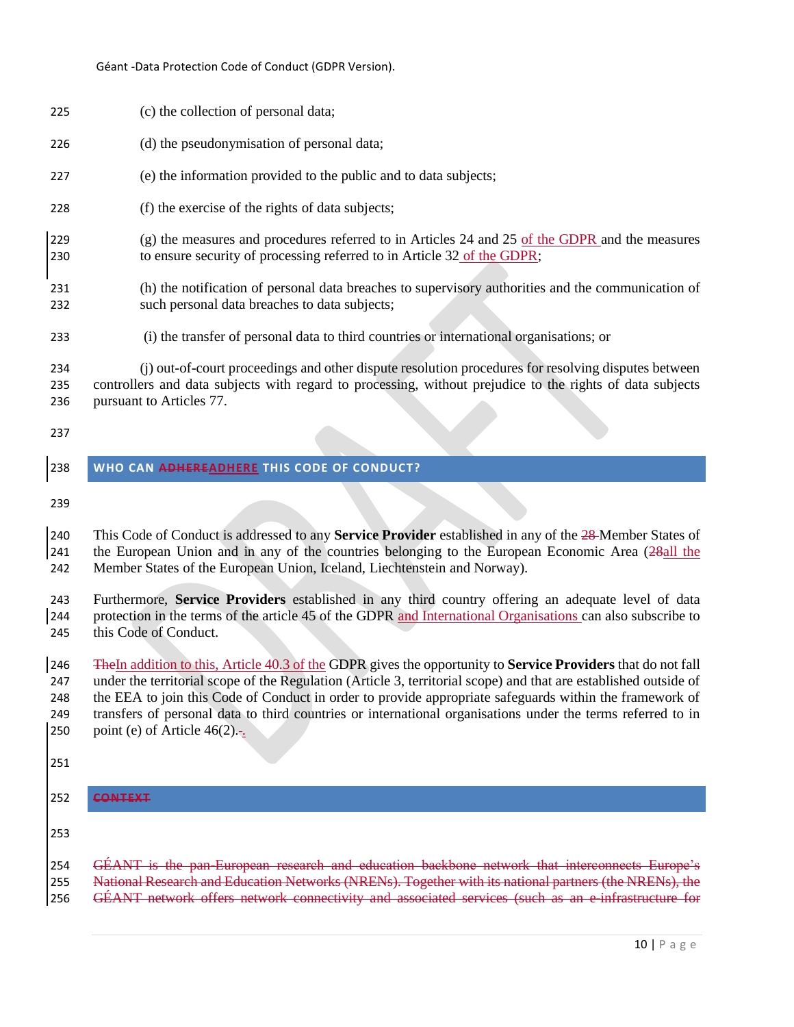(c) the collection of personal data;

(d) the pseudonymisation of personal data;

(e) the information provided to the public and to data subjects;

(f) the exercise of the rights of data subjects;

(g) the measures and procedures referred to in Articles 24 and 25 of the GDPR and the measures to ensure security of processing referred to in Article 32 of the GDPR;

(h) the notification of personal data breaches to supervisory authorities and the communication of such personal data breaches to data subjects;

(i) the transfer of personal data to third countries or international organisations; or

(j) out-of-court proceedings and other dispute resolution procedures for resolving disputes between controllers and data subjects with regard to processing, without prejudice to the rights of data subjects pursuant to Articles 77.

## WHO CAN ~~ADHERE~~ADHERE THIS CODE OF CONDUCT?

This Code of Conduct is addressed to any **Service Provider** established in any of the ~~28~~ Member States of the European Union and in any of the countries belonging to the European Economic Area (~~28~~all the Member States of the European Union, Iceland, Liechtenstein and Norway).

Furthermore, **Service Providers** established in any third country offering an adequate level of data protection in the terms of the article 45 of the GDPR and International Organisations can also subscribe to this Code of Conduct.

~~The~~In addition to this, Article 40.3 of the GDPR gives the opportunity to **Service Providers** that do not fall under the territorial scope of the Regulation (Article 3, territorial scope) and that are established outside of the EEA to join this Code of Conduct in order to provide appropriate safeguards within the framework of transfers of personal data to third countries or international organisations under the terms referred to in point (e) of Article 46(2).

## ~~CONTEXT~~

~~GÉANT is the pan-European research and education backbone network that interconnects Europe's National Research and Education Networks (NRENs). Together with its national partners (the NRENs), the GÉANT network offers network connectivity and associated services (such as an e-infrastructure for~~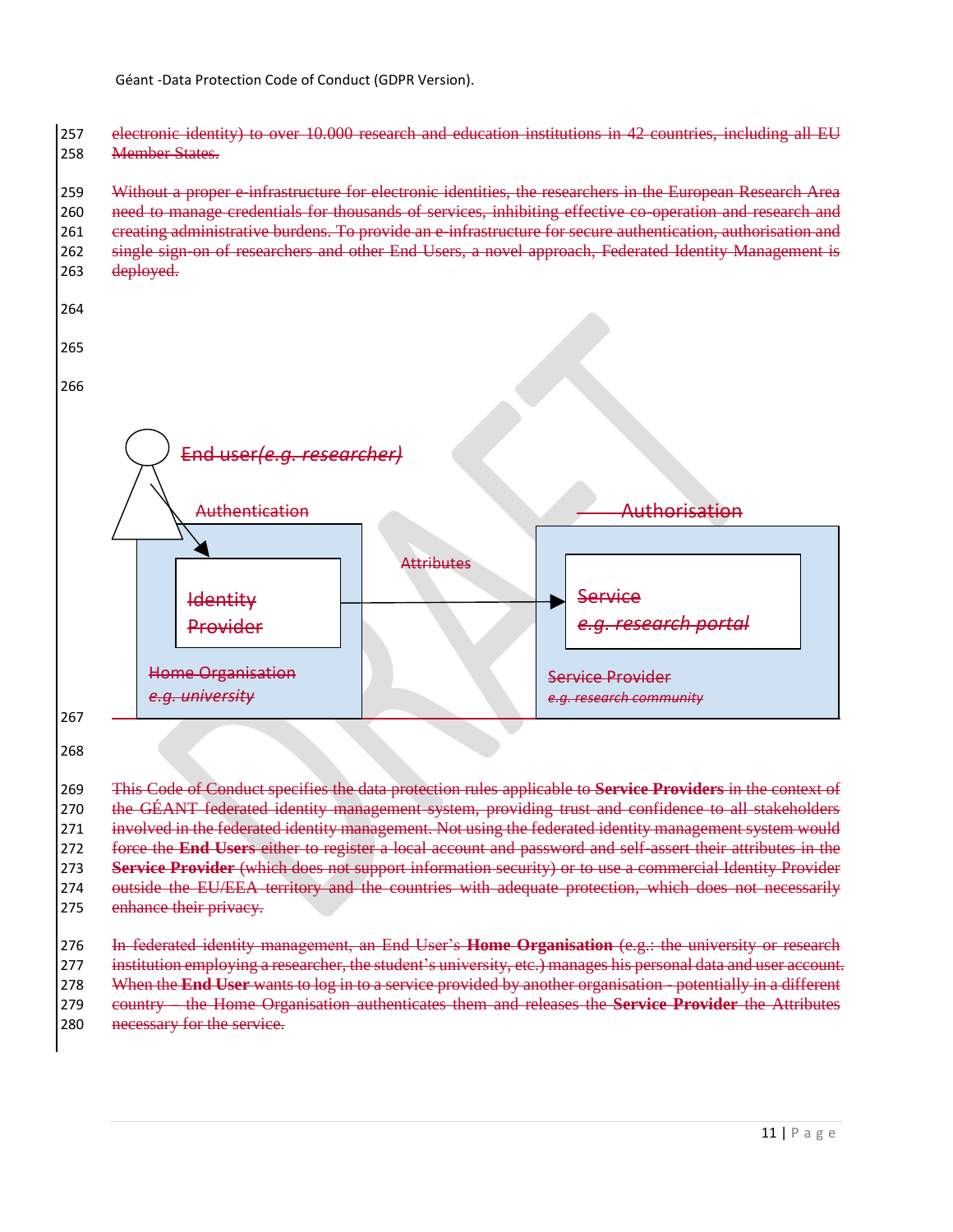electronic identity) to over 10.000 research and education institutions in 42 countries, including all EU Member States.

Without a proper e-infrastructure for electronic identities, the researchers in the European Research Area need to manage credentials for thousands of services, inhibiting effective co-operation and research and creating administrative burdens. To provide an e-infrastructure for secure authentication, authorisation and single sign-on of researchers and other End Users, a novel approach, Federated Identity Management is deployed.

End user *(e.g. researcher)*

Authentication

Authorisation

Attributes

Identity Provider

Service *e.g. research portal*

Home Organisation *e.g. university*

Service Provider *e.g. research community*

This Code of Conduct specifies the data protection rules applicable to **Service Providers** in the context of the GÉANT federated identity management system, providing trust and confidence to all stakeholders involved in the federated identity management. Not using the federated identity management system would force the **End Users** either to register a local account and password and self-assert their attributes in the **Service Provider** (which does not support information security) or to use a commercial Identity Provider outside the EU/EEA territory and the countries with adequate protection, which does not necessarily enhance their privacy.

In federated identity management, an End User's **Home Organisation** (e.g.: the university or research institution employing a researcher, the student's university, etc.) manages his personal data and user account. When the **End User** wants to log in to a service provided by another organisation - potentially in a different country – the Home Organisation authenticates them and releases the **Service Provider** the Attributes necessary for the service.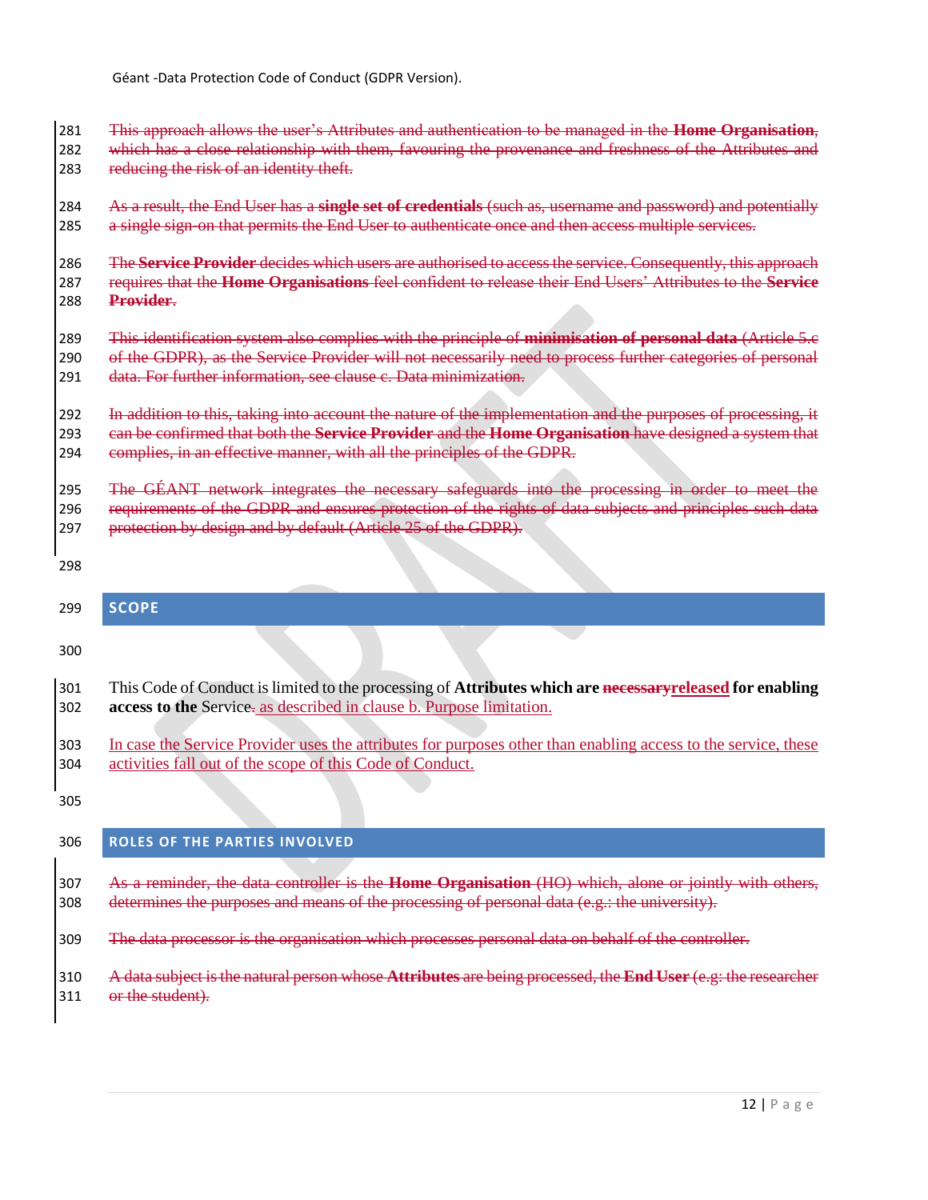~~This approach allows the user's Attributes and authentication to be managed in the **Home Organisation**, which has a close relationship with them, favouring the provenance and freshness of the Attributes and reducing the risk of an identity theft.~~

~~As a result, the End User has a **single set of credentials** (such as, username and password) and potentially a single sign-on that permits the End User to authenticate once and then access multiple services.~~

~~The **Service Provider** decides which users are authorised to access the service. Consequently, this approach requires that the **Home Organisations** feel confident to release their End Users' Attributes to the **Service Provider**.~~

~~This identification system also complies with the principle of **minimisation of personal data** (Article 5.c of the GDPR), as the Service Provider will not necessarily need to process further categories of personal data. For further information, see clause c. Data minimization.~~

~~In addition to this, taking into account the nature of the implementation and the purposes of processing, it can be confirmed that both the **Service Provider** and the **Home Organisation** have designed a system that complies, in an effective manner, with all the principles of the GDPR.~~

~~The GÉANT network integrates the necessary safeguards into the processing in order to meet the requirements of the GDPR and ensures protection of the rights of data subjects and principles such data protection by design and by default (Article 25 of the GDPR).~~

## SCOPE

This Code of Conduct is limited to the processing of **Attributes which are ~~necessary~~released for enabling access to the** Service~~.~~ as described in clause b. Purpose limitation.

In case the Service Provider uses the attributes for purposes other than enabling access to the service, these activities fall out of the scope of this Code of Conduct.

## ROLES OF THE PARTIES INVOLVED

~~As a reminder, the data controller is the **Home Organisation** (HO) which, alone or jointly with others, determines the purposes and means of the processing of personal data (e.g.: the university).~~

~~The data processor is the organisation which processes personal data on behalf of the controller.~~

~~A data subject is the natural person whose **Attributes** are being processed, the **End User** (e.g: the researcher or the student).~~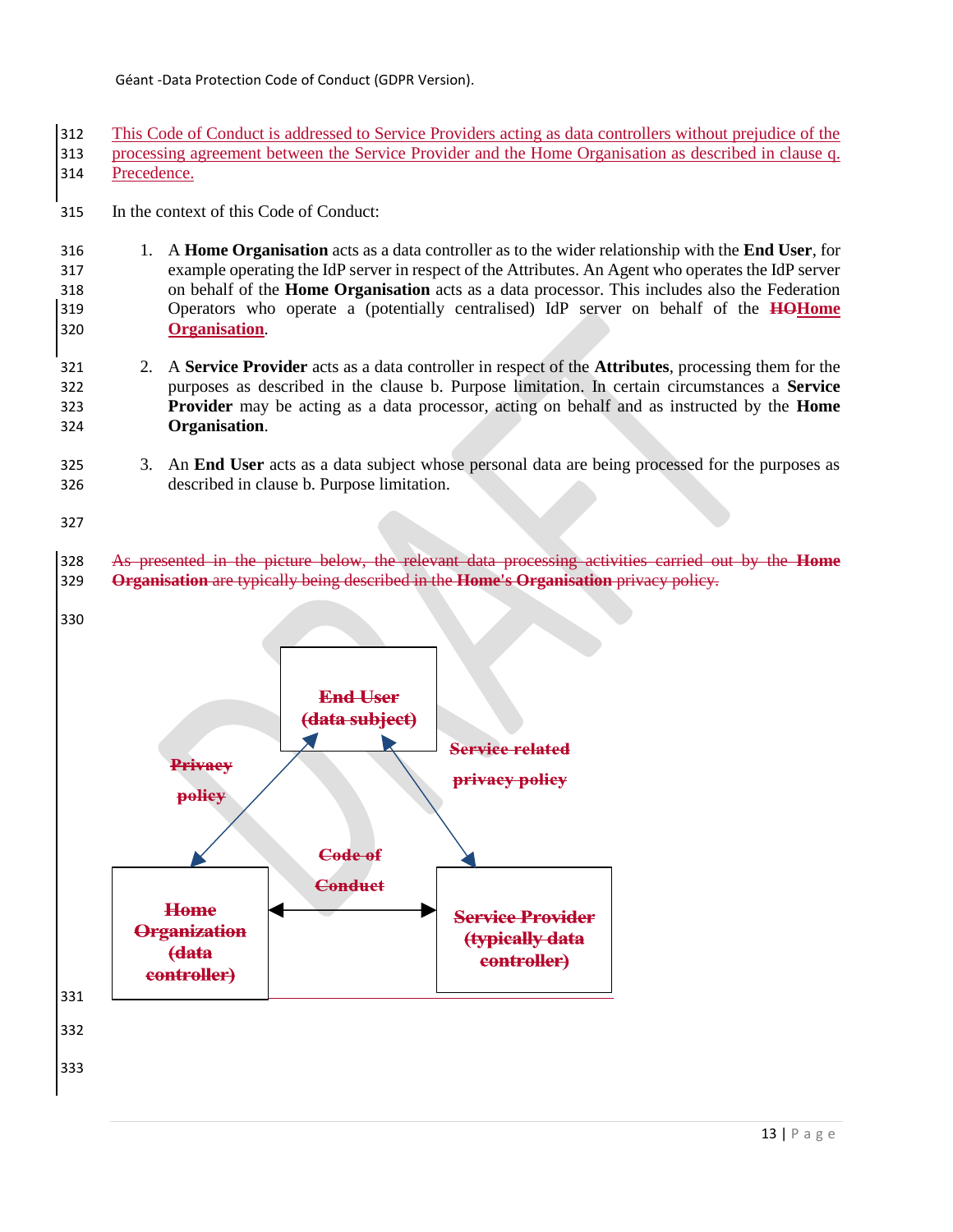This Code of Conduct is addressed to Service Providers acting as data controllers without prejudice of the processing agreement between the Service Provider and the Home Organisation as described in clause q. Precedence.

In the context of this Code of Conduct:

1. A **Home Organisation** acts as a data controller as to the wider relationship with the **End User**, for example operating the IdP server in respect of the Attributes. An Agent who operates the IdP server on behalf of the **Home Organisation** acts as a data processor. This includes also the Federation Operators who operate a (potentially centralised) IdP server on behalf of the ~~**HO**~~**Home Organisation**.

2. A **Service Provider** acts as a data controller in respect of the **Attributes**, processing them for the purposes as described in the clause b. Purpose limitation. In certain circumstances a **Service Provider** may be acting as a data processor, acting on behalf and as instructed by the **Home Organisation**.

3. An **End User** acts as a data subject whose personal data are being processed for the purposes as described in clause b. Purpose limitation.

~~As presented in the picture below, the relevant data processing activities carried out by the **Home Organisation** are typically being described in the **Home's Organisation** privacy policy.~~

~~**End User (data subject)**~~

~~**Privacy policy**~~

~~**Service related privacy policy**~~

~~**Code of Conduct**~~

~~**Home Organization (data controller)**~~

~~**Service Provider (typically data controller)**~~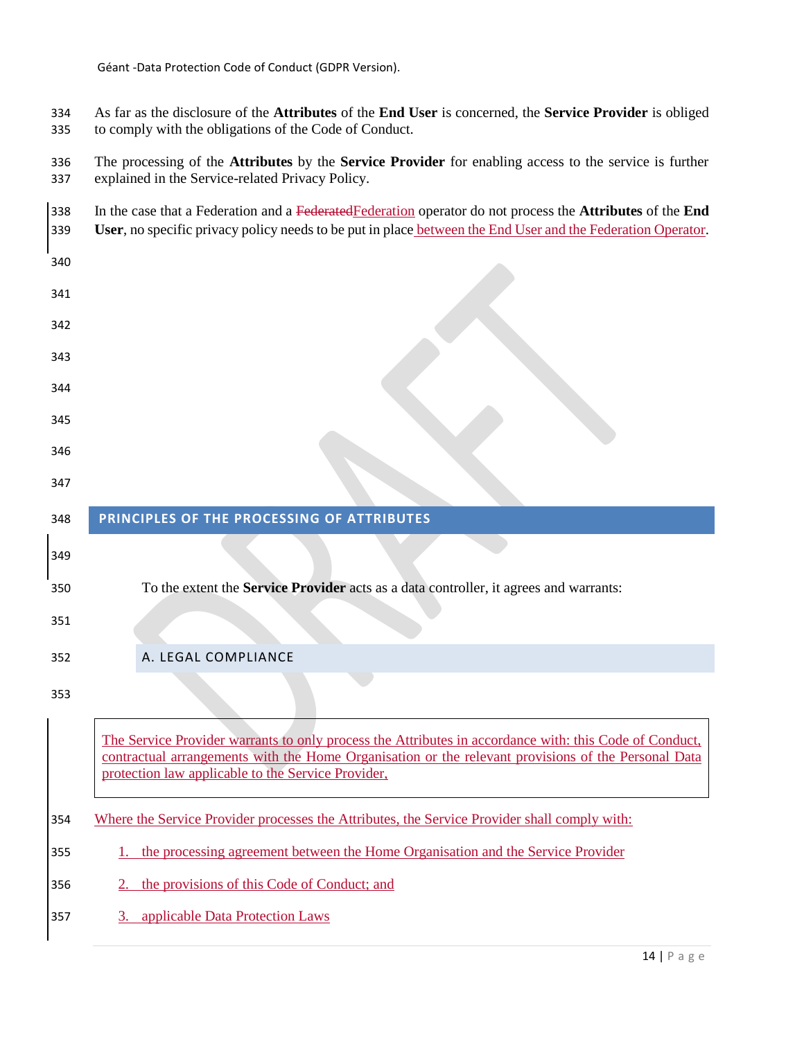As far as the disclosure of the **Attributes** of the **End User** is concerned, the **Service Provider** is obliged to comply with the obligations of the Code of Conduct.

The processing of the **Attributes** by the **Service Provider** for enabling access to the service is further explained in the Service-related Privacy Policy.

In the case that a Federation and a ~~Federated~~Federation operator do not process the **Attributes** of the **End User**, no specific privacy policy needs to be put in place between the End User and the Federation Operator.

## PRINCIPLES OF THE PROCESSING OF ATTRIBUTES

To the extent the **Service Provider** acts as a data controller, it agrees and warrants:

### A. LEGAL COMPLIANCE

> The Service Provider warrants to only process the Attributes in accordance with: this Code of Conduct, contractual arrangements with the Home Organisation or the relevant provisions of the Personal Data protection law applicable to the Service Provider,

Where the Service Provider processes the Attributes, the Service Provider shall comply with:

1. the processing agreement between the Home Organisation and the Service Provider
2. the provisions of this Code of Conduct; and
3. applicable Data Protection Laws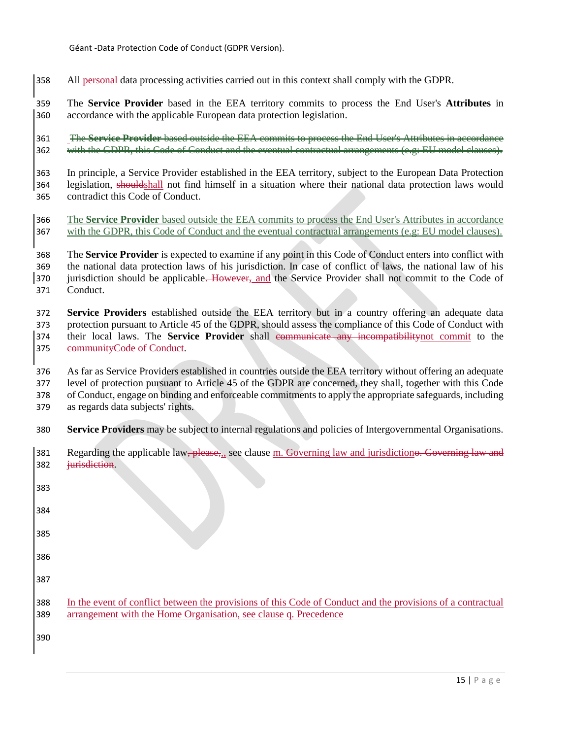All personal data processing activities carried out in this context shall comply with the GDPR.

The **Service Provider** based in the EEA territory commits to process the End User's **Attributes** in accordance with the applicable European data protection legislation.

~~The **Service Provider** based outside the EEA commits to process the End User's Attributes in accordance with the GDPR, this Code of Conduct and the eventual contractual arrangements (e.g: EU model clauses).~~

In principle, a Service Provider established in the EEA territory, subject to the European Data Protection legislation, ~~should~~shall not find himself in a situation where their national data protection laws would contradict this Code of Conduct.

The **Service Provider** based outside the EEA commits to process the End User's Attributes in accordance with the GDPR, this Code of Conduct and the eventual contractual arrangements (e.g: EU model clauses).

The **Service Provider** is expected to examine if any point in this Code of Conduct enters into conflict with the national data protection laws of his jurisdiction. In case of conflict of laws, the national law of his jurisdiction should be applicable~~. However,~~ and the Service Provider shall not commit to the Code of Conduct.

**Service Providers** established outside the EEA territory but in a country offering an adequate data protection pursuant to Article 45 of the GDPR, should assess the compliance of this Code of Conduct with their local laws. The **Service Provider** shall ~~communicate any incompatibility~~not commit to the ~~community~~Code of Conduct.

As far as Service Providers established in countries outside the EEA territory without offering an adequate level of protection pursuant to Article 45 of the GDPR are concerned, they shall, together with this Code of Conduct, engage on binding and enforceable commitments to apply the appropriate safeguards, including as regards data subjects' rights.

**Service Providers** may be subject to internal regulations and policies of Intergovernmental Organisations.

Regarding the applicable law~~, please,~~, see clause m. Governing law and jurisdiction~~o. Governing law and jurisdiction~~.

In the event of conflict between the provisions of this Code of Conduct and the provisions of a contractual arrangement with the Home Organisation, see clause q. Precedence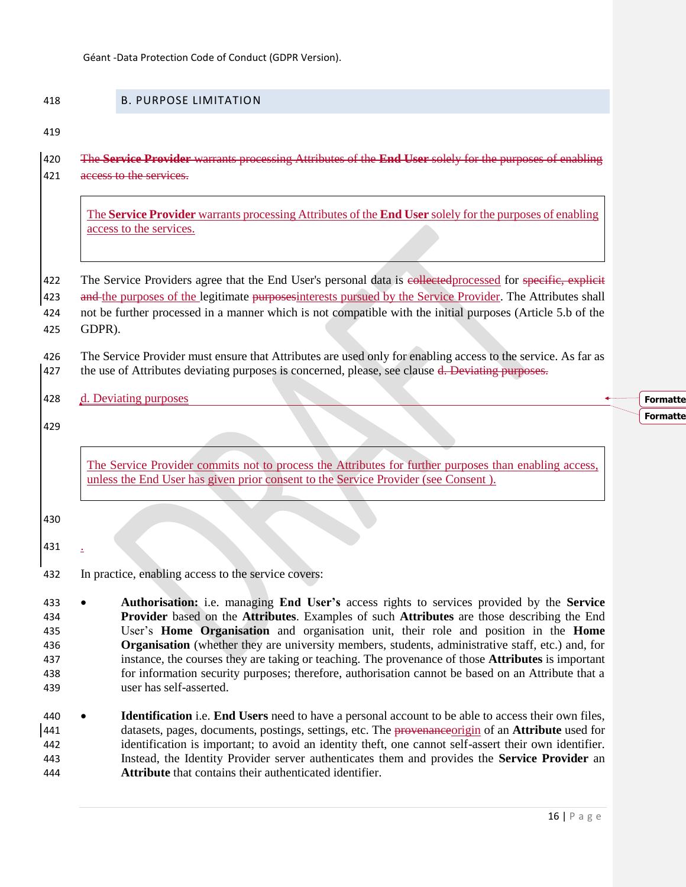## B. PURPOSE LIMITATION

~~The **Service Provider** warrants processing Attributes of the **End User** solely for the purposes of enabling access to the services.~~

> The **Service Provider** warrants processing Attributes of the **End User** solely for the purposes of enabling access to the services.

The Service Providers agree that the End User's personal data is ~~collected~~processed for ~~specific, explicit and~~ the purposes of the legitimate ~~purposes~~interests pursued by the Service Provider. The Attributes shall not be further processed in a manner which is not compatible with the initial purposes (Article 5.b of the GDPR).

The Service Provider must ensure that Attributes are used only for enabling access to the service. As far as the use of Attributes deviating purposes is concerned, please, see clause ~~d. Deviating purposes.~~

d. Deviating purposes

> The Service Provider commits not to process the Attributes for further purposes than enabling access, unless the End User has given prior consent to the Service Provider (see Consent ).

.

In practice, enabling access to the service covers:

- **Authorisation:** i.e. managing **End User's** access rights to services provided by the **Service Provider** based on the **Attributes**. Examples of such **Attributes** are those describing the End User's **Home Organisation** and organisation unit, their role and position in the **Home Organisation** (whether they are university members, students, administrative staff, etc.) and, for instance, the courses they are taking or teaching. The provenance of those **Attributes** is important for information security purposes; therefore, authorisation cannot be based on an Attribute that a user has self-asserted.
- **Identification** i.e. **End Users** need to have a personal account to be able to access their own files, datasets, pages, documents, postings, settings, etc. The ~~provenance~~origin of an **Attribute** used for identification is important; to avoid an identity theft, one cannot self-assert their own identifier. Instead, the Identity Provider server authenticates them and provides the **Service Provider** an **Attribute** that contains their authenticated identifier.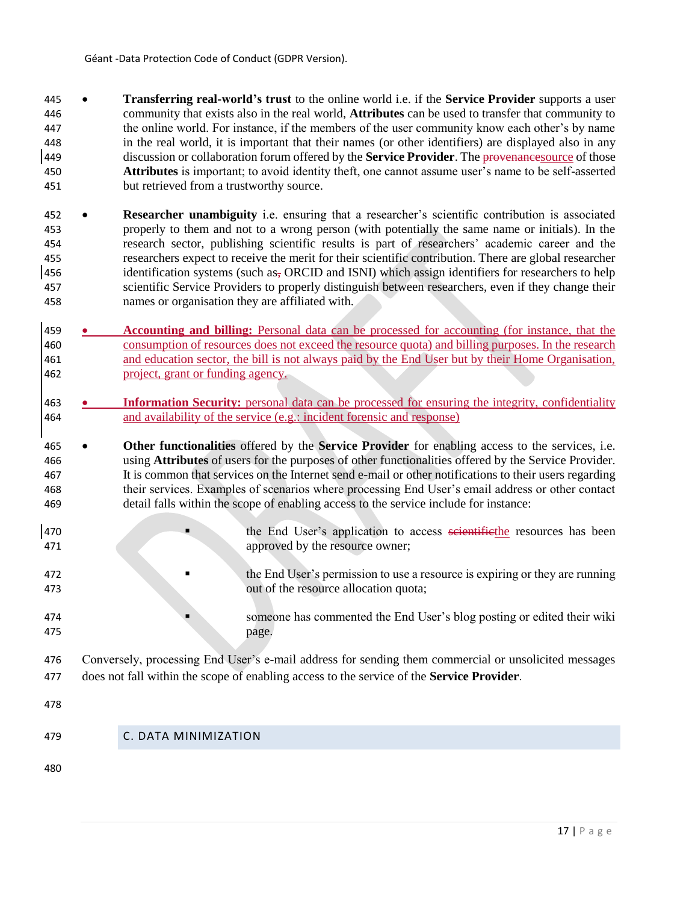- **Transferring real-world's trust** to the online world i.e. if the **Service Provider** supports a user community that exists also in the real world, **Attributes** can be used to transfer that community to the online world. For instance, if the members of the user community know each other's by name in the real world, it is important that their names (or other identifiers) are displayed also in any discussion or collaboration forum offered by the **Service Provider**. The ~~provenance~~source of those **Attributes** is important; to avoid identity theft, one cannot assume user's name to be self-asserted but retrieved from a trustworthy source.

- **Researcher unambiguity** i.e. ensuring that a researcher's scientific contribution is associated properly to them and not to a wrong person (with potentially the same name or initials). In the research sector, publishing scientific results is part of researchers' academic career and the researchers expect to receive the merit for their scientific contribution. There are global researcher identification systems (such as~~,~~ ORCID and ISNI) which assign identifiers for researchers to help scientific Service Providers to properly distinguish between researchers, even if they change their names or organisation they are affiliated with.

- **Accounting and billing:** Personal data can be processed for accounting (for instance, that the consumption of resources does not exceed the resource quota) and billing purposes. In the research and education sector, the bill is not always paid by the End User but by their Home Organisation, project, grant or funding agency.

- **Information Security:** personal data can be processed for ensuring the integrity, confidentiality and availability of the service (e.g.: incident forensic and response)

- **Other functionalities** offered by the **Service Provider** for enabling access to the services, i.e. using **Attributes** of users for the purposes of other functionalities offered by the Service Provider. It is common that services on the Internet send e-mail or other notifications to their users regarding their services. Examples of scenarios where processing End User's email address or other contact detail falls within the scope of enabling access to the service include for instance:

    - the End User's application to access ~~scientific~~the resources has been approved by the resource owner;
    - the End User's permission to use a resource is expiring or they are running out of the resource allocation quota;
    - someone has commented the End User's blog posting or edited their wiki page.

Conversely, processing End User's e-mail address for sending them commercial or unsolicited messages does not fall within the scope of enabling access to the service of the **Service Provider**.

## C. DATA MINIMIZATION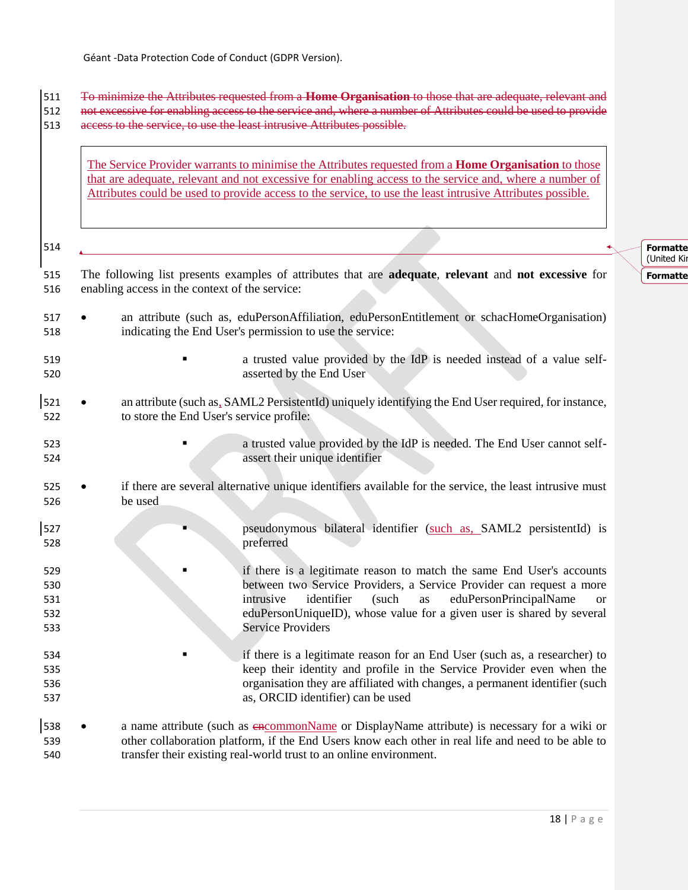~~To minimize the Attributes requested from a **Home Organisation** to those that are adequate, relevant and not excessive for enabling access to the service and, where a number of Attributes could be used to provide access to the service, to use the least intrusive Attributes possible.~~

> The Service Provider warrants to minimise the Attributes requested from a **Home Organisation** to those that are adequate, relevant and not excessive for enabling access to the service and, where a number of Attributes could be used to provide access to the service, to use the least intrusive Attributes possible.

The following list presents examples of attributes that are **adequate**, **relevant** and **not excessive** for enabling access in the context of the service:

- an attribute (such as, eduPersonAffiliation, eduPersonEntitlement or schacHomeOrganisation) indicating the End User's permission to use the service:
  - a trusted value provided by the IdP is needed instead of a value self-asserted by the End User
- an attribute (such as, SAML2 PersistentId) uniquely identifying the End User required, for instance, to store the End User's service profile:
  - a trusted value provided by the IdP is needed. The End User cannot self-assert their unique identifier
- if there are several alternative unique identifiers available for the service, the least intrusive must be used
  - pseudonymous bilateral identifier (such as, SAML2 persistentId) is preferred
  - if there is a legitimate reason to match the same End User's accounts between two Service Providers, a Service Provider can request a more intrusive identifier (such as eduPersonPrincipalName or eduPersonUniqueID), whose value for a given user is shared by several Service Providers
  - if there is a legitimate reason for an End User (such as, a researcher) to keep their identity and profile in the Service Provider even when the organisation they are affiliated with changes, a permanent identifier (such as, ORCID identifier) can be used
- a name attribute (such as ~~cn~~commonName or DisplayName attribute) is necessary for a wiki or other collaboration platform, if the End Users know each other in real life and need to be able to transfer their existing real-world trust to an online environment.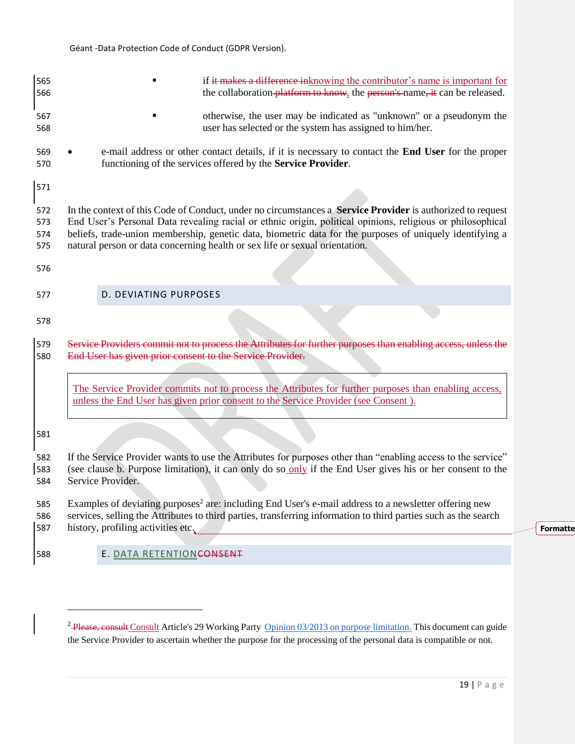- if it makes a difference inknowing the contributor's name is important for the collaboration platform to know, the person's name, it can be released.
- otherwise, the user may be indicated as "unknown" or a pseudonym the user has selected or the system has assigned to him/her.

- e-mail address or other contact details, if it is necessary to contact the **End User** for the proper functioning of the services offered by the **Service Provider**.

In the context of this Code of Conduct, under no circumstances a **Service Provider** is authorized to request End User's Personal Data revealing racial or ethnic origin, political opinions, religious or philosophical beliefs, trade-union membership, genetic data, biometric data for the purposes of uniquely identifying a natural person or data concerning health or sex life or sexual orientation.

## D. DEVIATING PURPOSES

~~Service Providers commit not to process the Attributes for further purposes than enabling access, unless the End User has given prior consent to the Service Provider.~~

> The Service Provider commits not to process the Attributes for further purposes than enabling access, unless the End User has given prior consent to the Service Provider (see Consent ).

If the Service Provider wants to use the Attributes for purposes other than "enabling access to the service" (see clause b. Purpose limitation), it can only do so only if the End User gives his or her consent to the Service Provider.

Examples of deviating purposes[2] are: including End User's e-mail address to a newsletter offering new services, selling the Attributes to third parties, transferring information to third parties such as the search history, profiling activities etc.

## E. DATA RETENTION~~CONSENT~~

[2] ~~Please, consult~~ Consult Article's 29 Working Party Opinion 03/2013 on purpose limitation. This document can guide the Service Provider to ascertain whether the purpose for the processing of the personal data is compatible or not.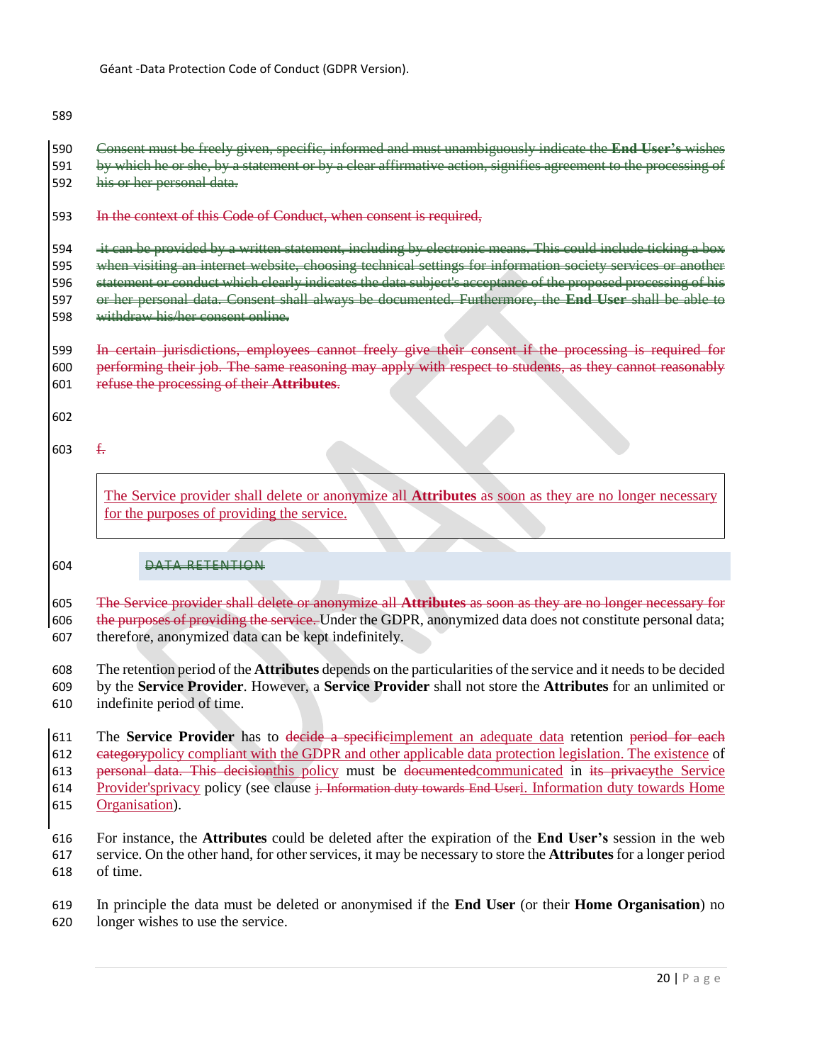~~Consent must be freely given, specific, informed and must unambiguously indicate the **End User's** wishes by which he or she, by a statement or by a clear affirmative action, signifies agreement to the processing of his or her personal data.~~

~~In the context of this Code of Conduct, when consent is required,~~

~~it can be provided by a written statement, including by electronic means. This could include ticking a box when visiting an internet website, choosing technical settings for information society services or another statement or conduct which clearly indicates the data subject's acceptance of the proposed processing of his or her personal data. Consent shall always be documented. Furthermore, the **End User** shall be able to withdraw his/her consent online.~~

~~In certain jurisdictions, employees cannot freely give their consent if the processing is required for performing their job. The same reasoning may apply with respect to students, as they cannot reasonably refuse the processing of their **Attributes**.~~

~~f.~~

> The Service provider shall delete or anonymize all **Attributes** as soon as they are no longer necessary for the purposes of providing the service.

## ~~DATA RETENTION~~

~~The Service provider shall delete or anonymize all **Attributes** as soon as they are no longer necessary for the purposes of providing the service.~~ Under the GDPR, anonymized data does not constitute personal data; therefore, anonymized data can be kept indefinitely.

The retention period of the **Attributes** depends on the particularities of the service and it needs to be decided by the **Service Provider**. However, a **Service Provider** shall not store the **Attributes** for an unlimited or indefinite period of time.

The **Service Provider** has to ~~decide a specific~~implement an adequate data retention ~~period for each category~~policy compliant with the GDPR and other applicable data protection legislation. The existence of ~~personal data. This decision~~this policy must be ~~documented~~communicated in ~~its privacy~~the Service Provider's privacy policy (see clause ~~j. Information duty towards End User~~i. Information duty towards Home Organisation).

For instance, the **Attributes** could be deleted after the expiration of the **End User's** session in the web service. On the other hand, for other services, it may be necessary to store the **Attributes** for a longer period of time.

In principle the data must be deleted or anonymised if the **End User** (or their **Home Organisation**) no longer wishes to use the service.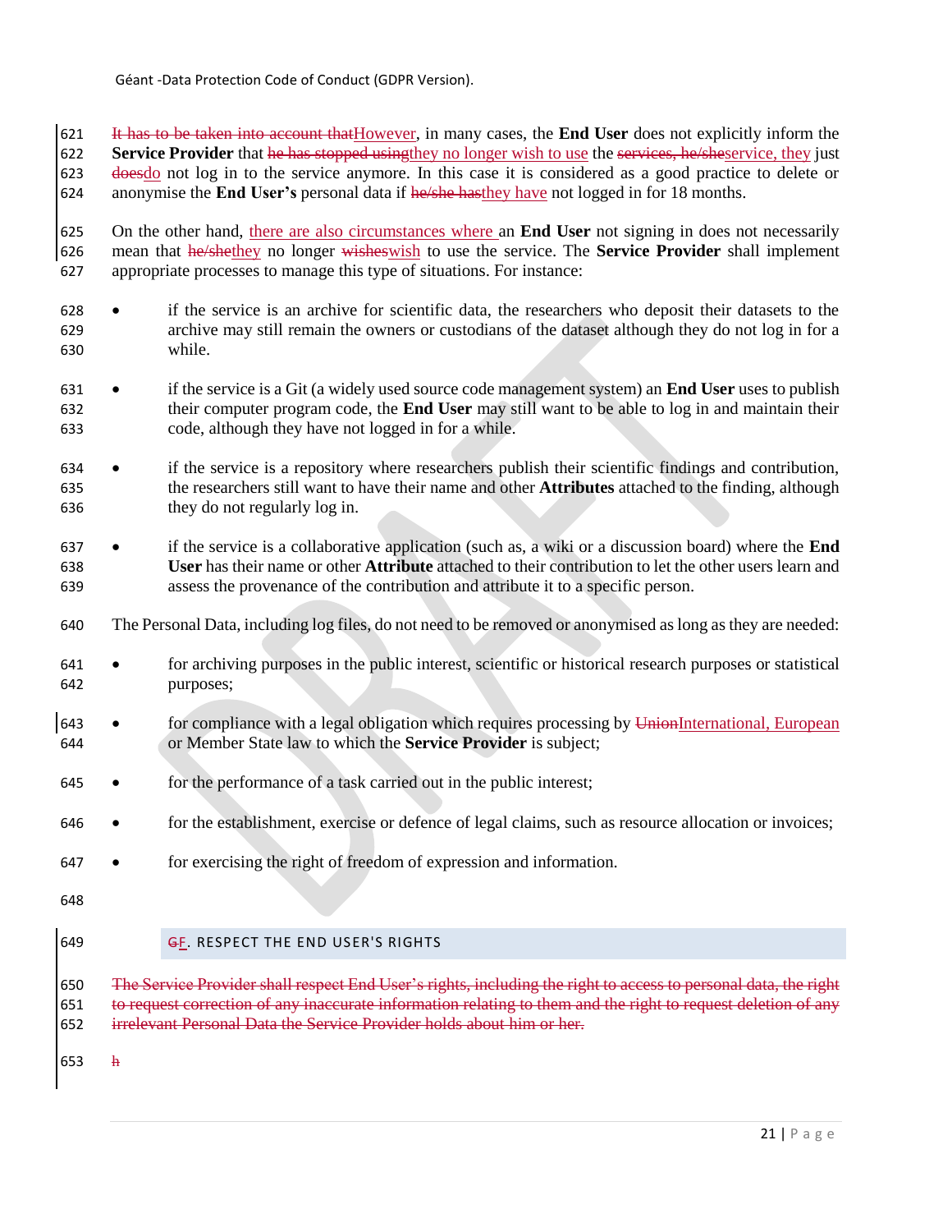~~It has to be taken into account that~~However, in many cases, the **End User** does not explicitly inform the **Service Provider** that ~~he has stopped using~~they no longer wish to use the ~~services, he/she~~service, they just ~~does~~do not log in to the service anymore. In this case it is considered as a good practice to delete or anonymise the **End User's** personal data if ~~he/she has~~they have not logged in for 18 months.

On the other hand, there are also circumstances where an **End User** not signing in does not necessarily mean that ~~he/she~~they no longer ~~wishes~~wish to use the service. The **Service Provider** shall implement appropriate processes to manage this type of situations. For instance:

- if the service is an archive for scientific data, the researchers who deposit their datasets to the archive may still remain the owners or custodians of the dataset although they do not log in for a while.
- if the service is a Git (a widely used source code management system) an **End User** uses to publish their computer program code, the **End User** may still want to be able to log in and maintain their code, although they have not logged in for a while.
- if the service is a repository where researchers publish their scientific findings and contribution, the researchers still want to have their name and other **Attributes** attached to the finding, although they do not regularly log in.
- if the service is a collaborative application (such as, a wiki or a discussion board) where the **End User** has their name or other **Attribute** attached to their contribution to let the other users learn and assess the provenance of the contribution and attribute it to a specific person.

The Personal Data, including log files, do not need to be removed or anonymised as long as they are needed:

- for archiving purposes in the public interest, scientific or historical research purposes or statistical purposes;
- for compliance with a legal obligation which requires processing by ~~Union~~International, European or Member State law to which the **Service Provider** is subject;
- for the performance of a task carried out in the public interest;
- for the establishment, exercise or defence of legal claims, such as resource allocation or invoices;
- for exercising the right of freedom of expression and information.

## ~~G~~F. RESPECT THE END USER'S RIGHTS

~~The Service Provider shall respect End User's rights, including the right to access to personal data, the right to request correction of any inaccurate information relating to them and the right to request deletion of any irrelevant Personal Data the Service Provider holds about him or her.~~

~~h~~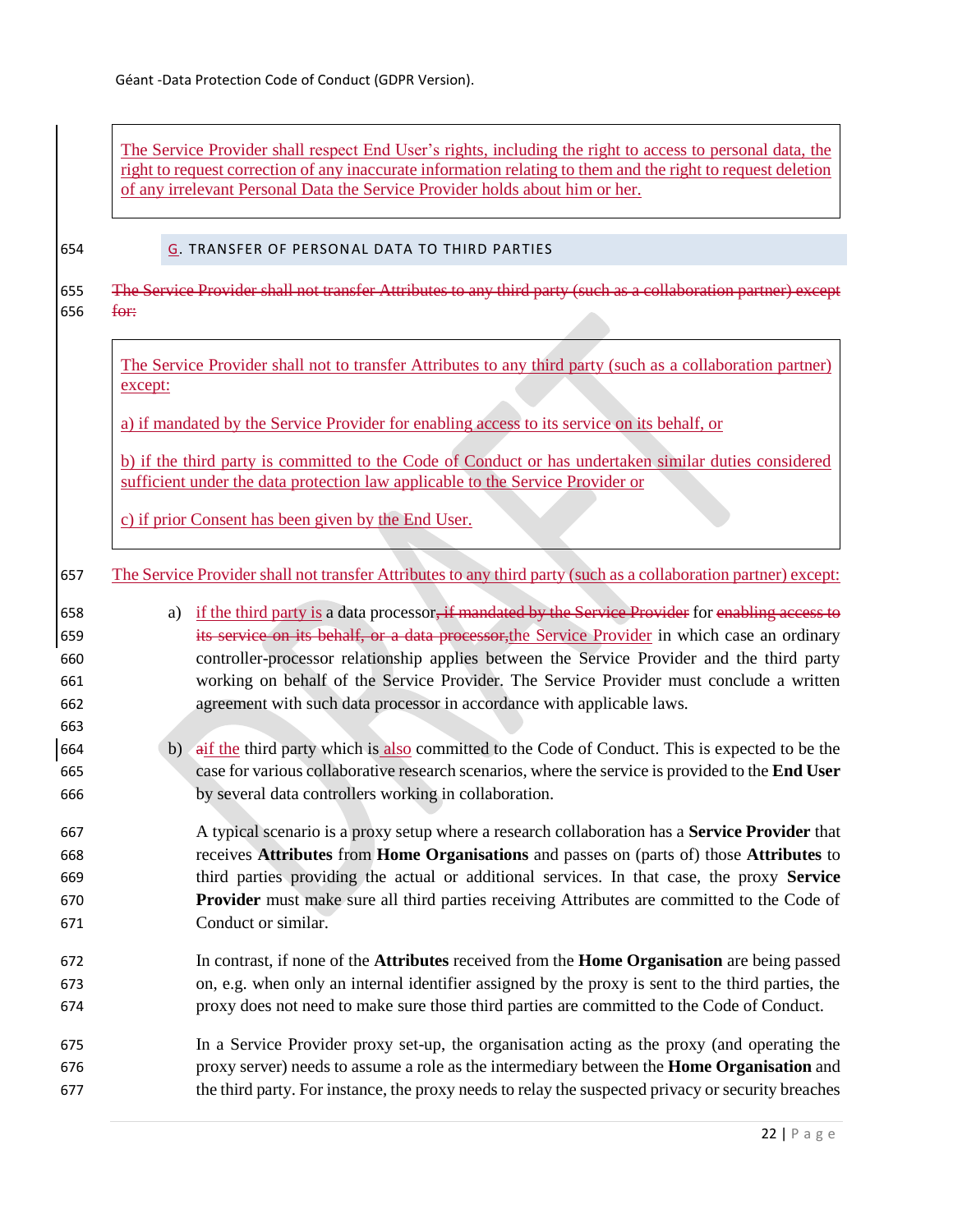The Service Provider shall respect End User's rights, including the right to access to personal data, the right to request correction of any inaccurate information relating to them and the right to request deletion of any irrelevant Personal Data the Service Provider holds about him or her.

## G. TRANSFER OF PERSONAL DATA TO THIRD PARTIES

~~The Service Provider shall not transfer Attributes to any third party (such as a collaboration partner) except for:~~

The Service Provider shall not to transfer Attributes to any third party (such as a collaboration partner) except:

a) if mandated by the Service Provider for enabling access to its service on its behalf, or

b) if the third party is committed to the Code of Conduct or has undertaken similar duties considered sufficient under the data protection law applicable to the Service Provider or

c) if prior Consent has been given by the End User.

The Service Provider shall not transfer Attributes to any third party (such as a collaboration partner) except:

a) if the third party is a data processor~~, if mandated by the Service Provider~~ for ~~enabling access to its service on its behalf, or a data processor,~~the Service Provider in which case an ordinary controller-processor relationship applies between the Service Provider and the third party working on behalf of the Service Provider. The Service Provider must conclude a written agreement with such data processor in accordance with applicable laws.

b) ~~a~~if the third party which is also committed to the Code of Conduct. This is expected to be the case for various collaborative research scenarios, where the service is provided to the **End User** by several data controllers working in collaboration.

A typical scenario is a proxy setup where a research collaboration has a **Service Provider** that receives **Attributes** from **Home Organisations** and passes on (parts of) those **Attributes** to third parties providing the actual or additional services. In that case, the proxy **Service Provider** must make sure all third parties receiving Attributes are committed to the Code of Conduct or similar.

In contrast, if none of the **Attributes** received from the **Home Organisation** are being passed on, e.g. when only an internal identifier assigned by the proxy is sent to the third parties, the proxy does not need to make sure those third parties are committed to the Code of Conduct.

In a Service Provider proxy set-up, the organisation acting as the proxy (and operating the proxy server) needs to assume a role as the intermediary between the **Home Organisation** and the third party. For instance, the proxy needs to relay the suspected privacy or security breaches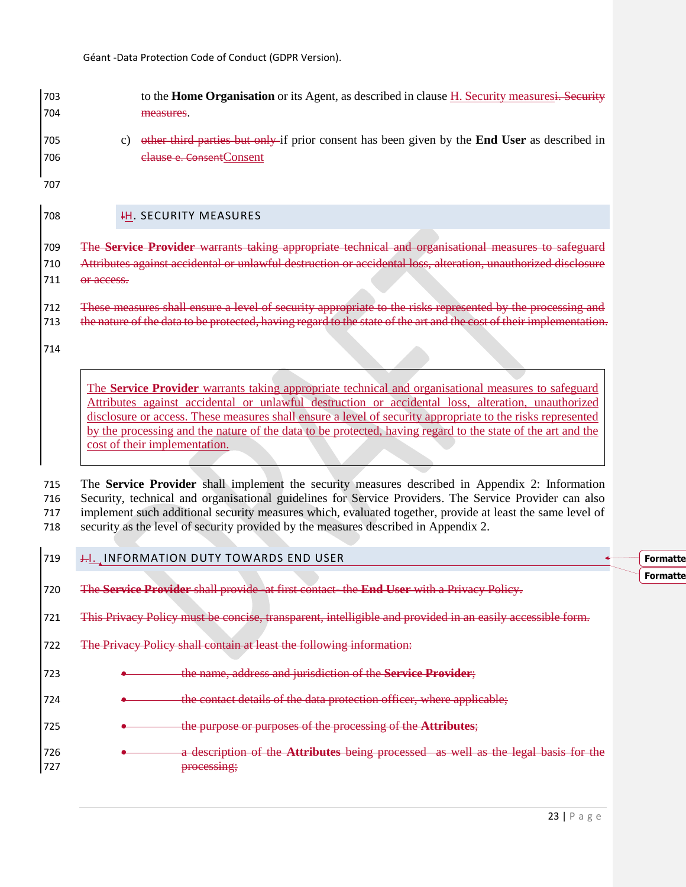to the **Home Organisation** or its Agent, as described in clause H. Security measures~~i. Security measures~~.

c) ~~other third parties but only~~ if prior consent has been given by the **End User** as described in ~~clause e. Consent~~Consent

## ~~I~~H. SECURITY MEASURES

~~The **Service Provider** warrants taking appropriate technical and organisational measures to safeguard Attributes against accidental or unlawful destruction or accidental loss, alteration, unauthorized disclosure or access.~~

~~These measures shall ensure a level of security appropriate to the risks represented by the processing and the nature of the data to be protected, having regard to the state of the art and the cost of their implementation.~~

The **Service Provider** warrants taking appropriate technical and organisational measures to safeguard Attributes against accidental or unlawful destruction or accidental loss, alteration, unauthorized disclosure or access. These measures shall ensure a level of security appropriate to the risks represented by the processing and the nature of the data to be protected, having regard to the state of the art and the cost of their implementation.

The **Service Provider** shall implement the security measures described in Appendix 2: Information Security, technical and organisational guidelines for Service Providers. The Service Provider can also implement such additional security measures which, evaluated together, provide at least the same level of security as the level of security provided by the measures described in Appendix 2.

## ~~J.~~I. INFORMATION DUTY TOWARDS END USER

~~The **Service Provider** shall provide at first contact the **End User** with a Privacy Policy.~~

~~This Privacy Policy must be concise, transparent, intelligible and provided in an easily accessible form.~~

~~The Privacy Policy shall contain at least the following information:~~

- ~~the name, address and jurisdiction of the **Service Provider**;~~
- ~~the contact details of the data protection officer, where applicable;~~
- ~~the purpose or purposes of the processing of the **Attributes**;~~
- ~~a description of the **Attributes** being processed as well as the legal basis for the processing;~~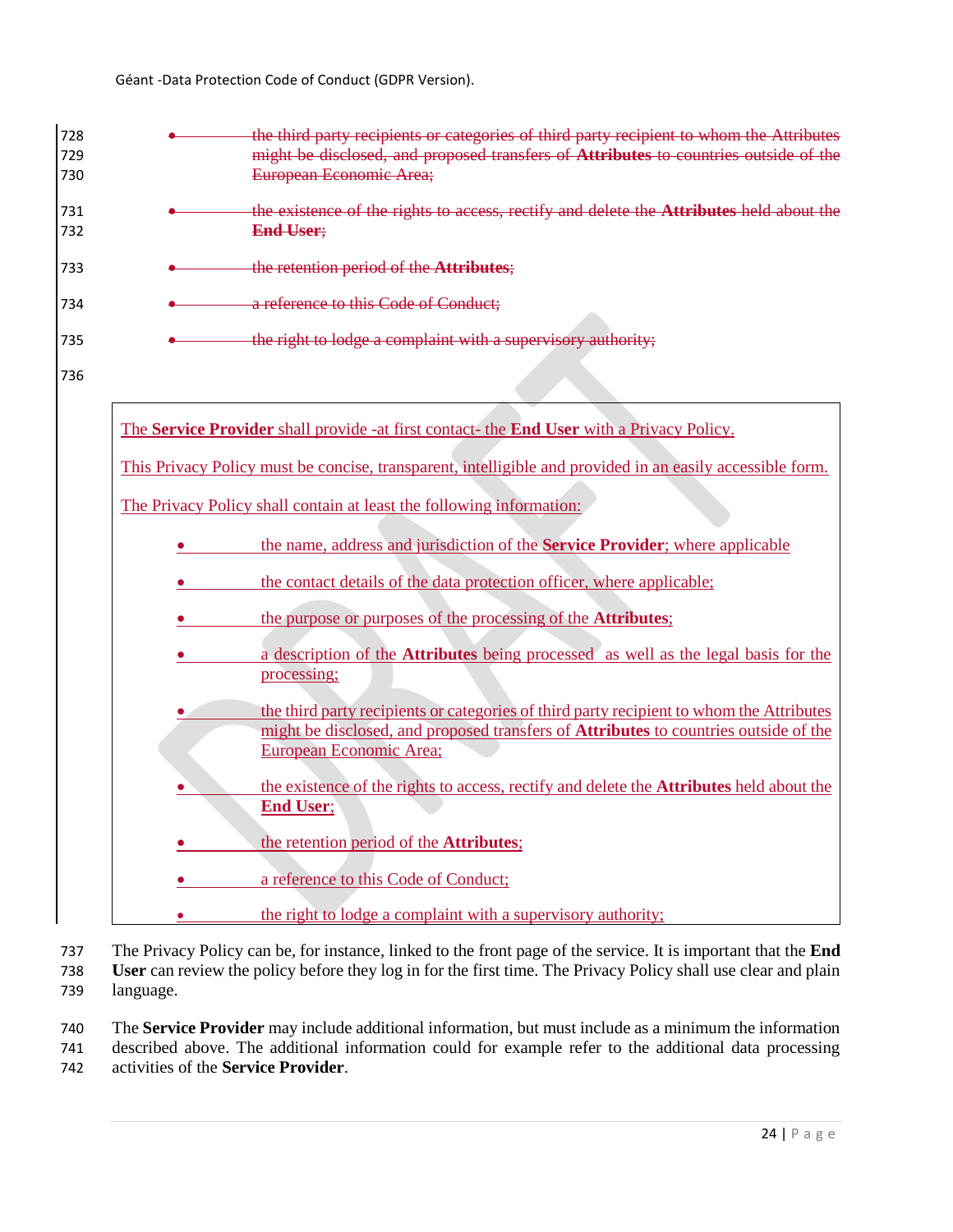- ~~the third party recipients or categories of third party recipient to whom the Attributes might be disclosed, and proposed transfers of **Attributes** to countries outside of the European Economic Area;~~
- ~~the existence of the rights to access, rectify and delete the **Attributes** held about the **End User**;~~
- ~~the retention period of the **Attributes**;~~
- ~~a reference to this Code of Conduct;~~
- ~~the right to lodge a complaint with a supervisory authority;~~

The **Service Provider** shall provide -at first contact- the **End User** with a Privacy Policy.

This Privacy Policy must be concise, transparent, intelligible and provided in an easily accessible form.

The Privacy Policy shall contain at least the following information:

- the name, address and jurisdiction of the **Service Provider**; where applicable
- the contact details of the data protection officer, where applicable;
- the purpose or purposes of the processing of the **Attributes**;
- a description of the **Attributes** being processed as well as the legal basis for the processing;
- the third party recipients or categories of third party recipient to whom the Attributes might be disclosed, and proposed transfers of **Attributes** to countries outside of the European Economic Area;
- the existence of the rights to access, rectify and delete the **Attributes** held about the **End User**;
- the retention period of the **Attributes**;
- a reference to this Code of Conduct;
- the right to lodge a complaint with a supervisory authority;

The Privacy Policy can be, for instance, linked to the front page of the service. It is important that the **End User** can review the policy before they log in for the first time. The Privacy Policy shall use clear and plain language.

The **Service Provider** may include additional information, but must include as a minimum the information described above. The additional information could for example refer to the additional data processing activities of the **Service Provider**.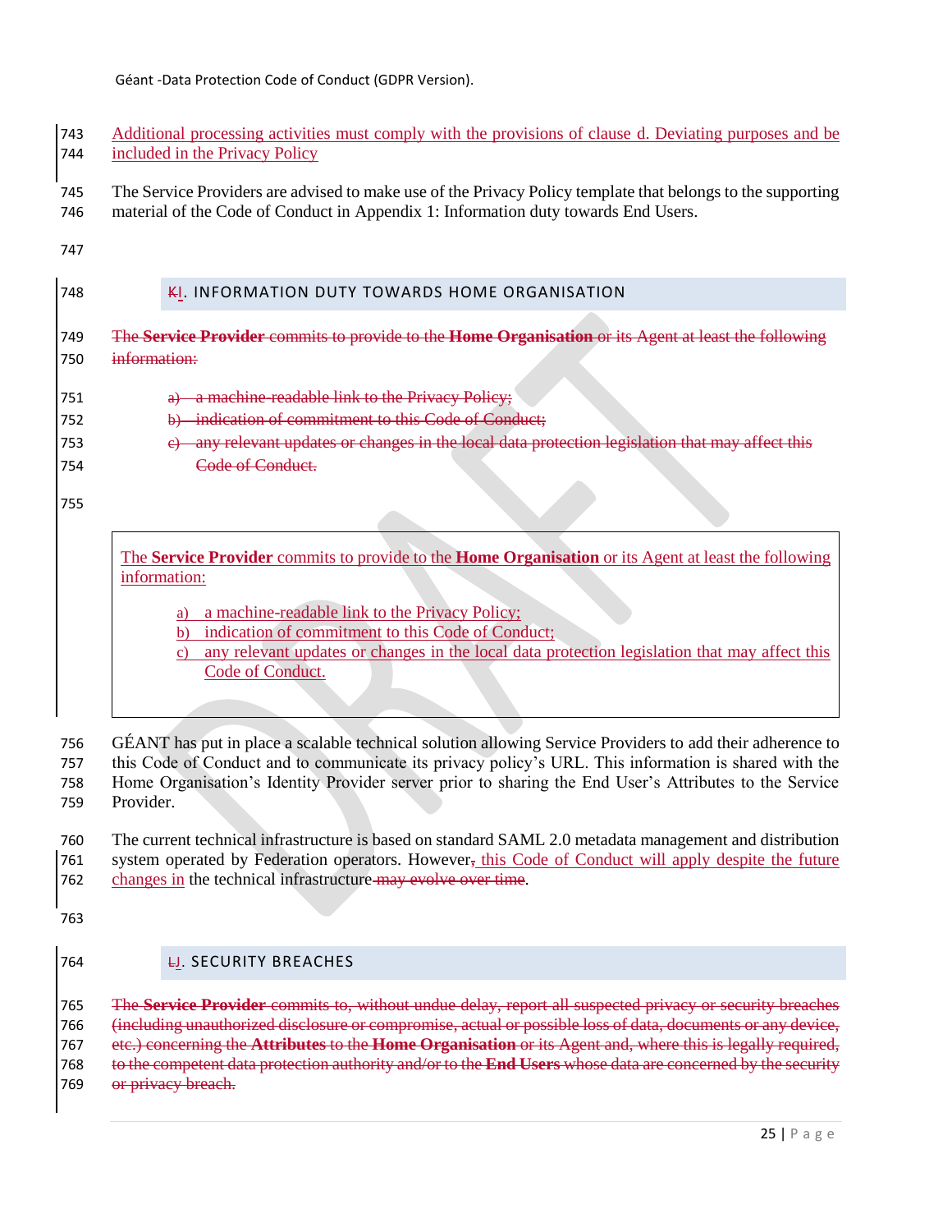Additional processing activities must comply with the provisions of clause d. Deviating purposes and be included in the Privacy Policy

The Service Providers are advised to make use of the Privacy Policy template that belongs to the supporting material of the Code of Conduct in Appendix 1: Information duty towards End Users.

## ~~K~~I. INFORMATION DUTY TOWARDS HOME ORGANISATION

~~The **Service Provider** commits to provide to the **Home Organisation** or its Agent at least the following information:~~

~~a) a machine-readable link to the Privacy Policy;~~
~~b) indication of commitment to this Code of Conduct;~~
~~c) any relevant updates or changes in the local data protection legislation that may affect this Code of Conduct.~~

> The **Service Provider** commits to provide to the **Home Organisation** or its Agent at least the following information:
>
> a) a machine-readable link to the Privacy Policy;
> b) indication of commitment to this Code of Conduct;
> c) any relevant updates or changes in the local data protection legislation that may affect this Code of Conduct.

GÉANT has put in place a scalable technical solution allowing Service Providers to add their adherence to this Code of Conduct and to communicate its privacy policy's URL. This information is shared with the Home Organisation's Identity Provider server prior to sharing the End User's Attributes to the Service Provider.

The current technical infrastructure is based on standard SAML 2.0 metadata management and distribution system operated by Federation operators. However~~,~~ this Code of Conduct will apply despite the future changes in the technical infrastructure ~~may evolve over time~~.

## ~~L~~J. SECURITY BREACHES

~~The **Service Provider** commits to, without undue delay, report all suspected privacy or security breaches (including unauthorized disclosure or compromise, actual or possible loss of data, documents or any device, etc.) concerning the **Attributes** to the **Home Organisation** or its Agent and, where this is legally required, to the competent data protection authority and/or to the **End Users** whose data are concerned by the security or privacy breach.~~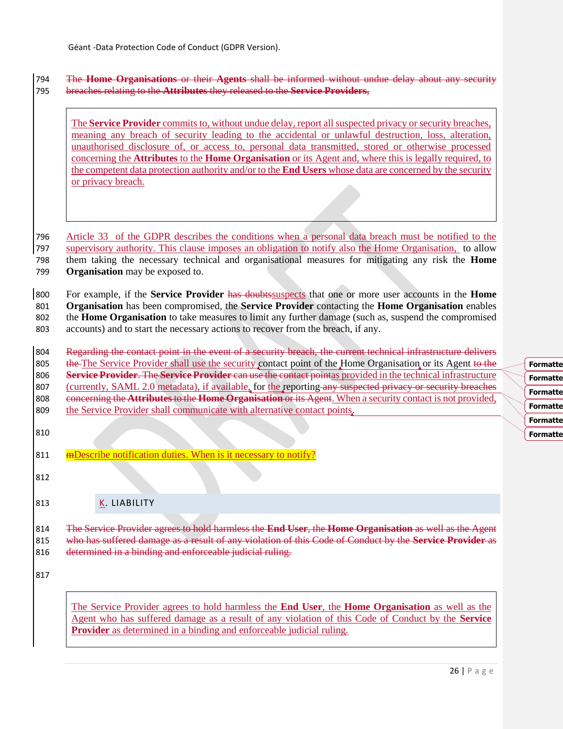The **Home Organisations** or their **Agents** shall be informed without undue delay about any security breaches relating to the **Attributes** they released to the **Service Providers**.

> The **Service Provider** commits to, without undue delay, report all suspected privacy or security breaches, meaning any breach of security leading to the accidental or unlawful destruction, loss, alteration, unauthorised disclosure of, or access to, personal data transmitted, stored or otherwise processed concerning the **Attributes** to the **Home Organisation** or its Agent and, where this is legally required, to the competent data protection authority and/or to the **End Users** whose data are concerned by the security or privacy breach.

Article 33 of the GDPR describes the conditions when a personal data breach must be notified to the supervisory authority. This clause imposes an obligation to notify also the Home Organisation, to allow them taking the necessary technical and organisational measures for mitigating any risk the **Home Organisation** may be exposed to.

For example, if the **Service Provider** has doubtssuspects that one or more user accounts in the **Home Organisation** has been compromised, the **Service Provider** contacting the **Home Organisation** enables the **Home Organisation** to take measures to limit any further damage (such as, suspend the compromised accounts) and to start the necessary actions to recover from the breach, if any.

Regarding the contact point in the event of a security breach, the current technical infrastructure delivers the The Service Provider shall use the security contact point of the Home Organisation or its Agent to the **Service Provider**. The **Service Provider** can use the contact pointas provided in the technical infrastructure (currently, SAML 2.0 metadata), if available, for the reporting any suspected privacy or security breaches concerning the **Attributes** to the **Home Organisation** or its Agent. When a security contact is not provided, the Service Provider shall communicate with alternative contact points.

mDescribe notification duties. When is it necessary to notify?

## K. LIABILITY

The Service Provider agrees to hold harmless the **End User**, the **Home Organisation** as well as the Agent who has suffered damage as a result of any violation of this Code of Conduct by the **Service Provider** as determined in a binding and enforceable judicial ruling.

> The Service Provider agrees to hold harmless the **End User**, the **Home Organisation** as well as the Agent who has suffered damage as a result of any violation of this Code of Conduct by the **Service Provider** as determined in a binding and enforceable judicial ruling.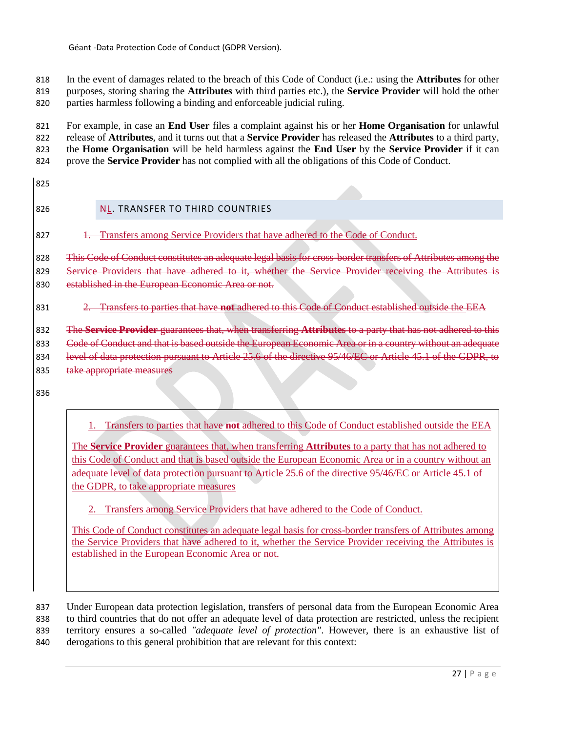In the event of damages related to the breach of this Code of Conduct (i.e.: using the **Attributes** for other purposes, storing sharing the **Attributes** with third parties etc.), the **Service Provider** will hold the other parties harmless following a binding and enforceable judicial ruling.

For example, in case an **End User** files a complaint against his or her **Home Organisation** for unlawful release of **Attributes**, and it turns out that a **Service Provider** has released the **Attributes** to a third party, the **Home Organisation** will be held harmless against the **End User** by the **Service Provider** if it can prove the **Service Provider** has not complied with all the obligations of this Code of Conduct.

## ~~N~~L. TRANSFER TO THIRD COUNTRIES

~~1. Transfers among Service Providers that have adhered to the Code of Conduct.~~

~~This Code of Conduct constitutes an adequate legal basis for cross-border transfers of Attributes among the Service Providers that have adhered to it, whether the Service Provider receiving the Attributes is established in the European Economic Area or not.~~

~~2. Transfers to parties that have **not** adhered to this Code of Conduct established outside the EEA~~

~~The **Service Provider** guarantees that, when transferring **Attributes** to a party that has not adhered to this Code of Conduct and that is based outside the European Economic Area or in a country without an adequate level of data protection pursuant to Article 25.6 of the directive 95/46/EC or Article 45.1 of the GDPR, to take appropriate measures~~

1. Transfers to parties that have **not** adhered to this Code of Conduct established outside the EEA

The **Service Provider** guarantees that, when transferring **Attributes** to a party that has not adhered to this Code of Conduct and that is based outside the European Economic Area or in a country without an adequate level of data protection pursuant to Article 25.6 of the directive 95/46/EC or Article 45.1 of the GDPR, to take appropriate measures

2. Transfers among Service Providers that have adhered to the Code of Conduct.

This Code of Conduct constitutes an adequate legal basis for cross-border transfers of Attributes among the Service Providers that have adhered to it, whether the Service Provider receiving the Attributes is established in the European Economic Area or not.

Under European data protection legislation, transfers of personal data from the European Economic Area to third countries that do not offer an adequate level of data protection are restricted, unless the recipient territory ensures a so-called *"adequate level of protection"*. However, there is an exhaustive list of derogations to this general prohibition that are relevant for this context: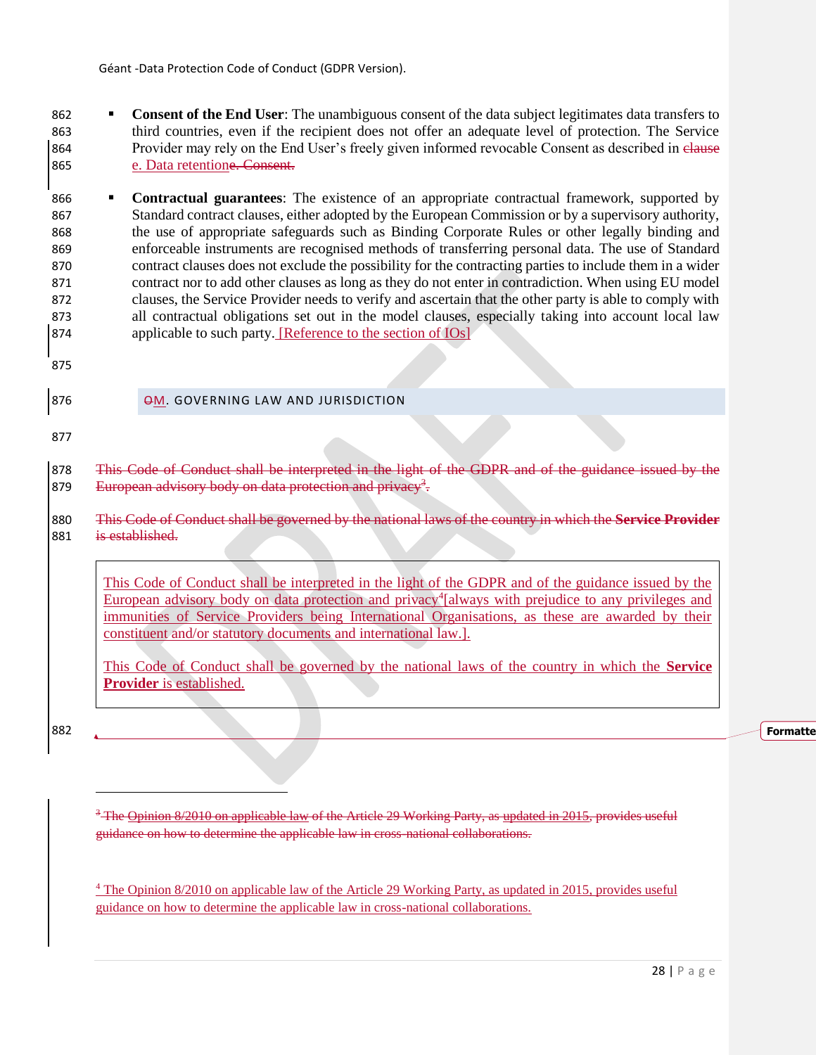- **Consent of the End User**: The unambiguous consent of the data subject legitimates data transfers to third countries, even if the recipient does not offer an adequate level of protection. The Service Provider may rely on the End User's freely given informed revocable Consent as described in clause e. Data retentione. Consent.

- **Contractual guarantees**: The existence of an appropriate contractual framework, supported by Standard contract clauses, either adopted by the European Commission or by a supervisory authority, the use of appropriate safeguards such as Binding Corporate Rules or other legally binding and enforceable instruments are recognised methods of transferring personal data. The use of Standard contract clauses does not exclude the possibility for the contracting parties to include them in a wider contract nor to add other clauses as long as they do not enter in contradiction. When using EU model clauses, the Service Provider needs to verify and ascertain that the other party is able to comply with all contractual obligations set out in the model clauses, especially taking into account local law applicable to such party. [Reference to the section of IOs]

## OM. GOVERNING LAW AND JURISDICTION

This Code of Conduct shall be interpreted in the light of the GDPR and of the guidance issued by the European advisory body on data protection and privacy[3].

This Code of Conduct shall be governed by the national laws of the country in which the **Service Provider** is established.

> This Code of Conduct shall be interpreted in the light of the GDPR and of the guidance issued by the European advisory body on data protection and privacy[4][always with prejudice to any privileges and immunities of Service Providers being International Organisations, as these are awarded by their constituent and/or statutory documents and international law.].
>
> This Code of Conduct shall be governed by the national laws of the country in which the **Service Provider** is established.

---

[3] The Opinion 8/2010 on applicable law of the Article 29 Working Party, as updated in 2015, provides useful guidance on how to determine the applicable law in cross-national collaborations.

[4] The Opinion 8/2010 on applicable law of the Article 29 Working Party, as updated in 2015, provides useful guidance on how to determine the applicable law in cross-national collaborations.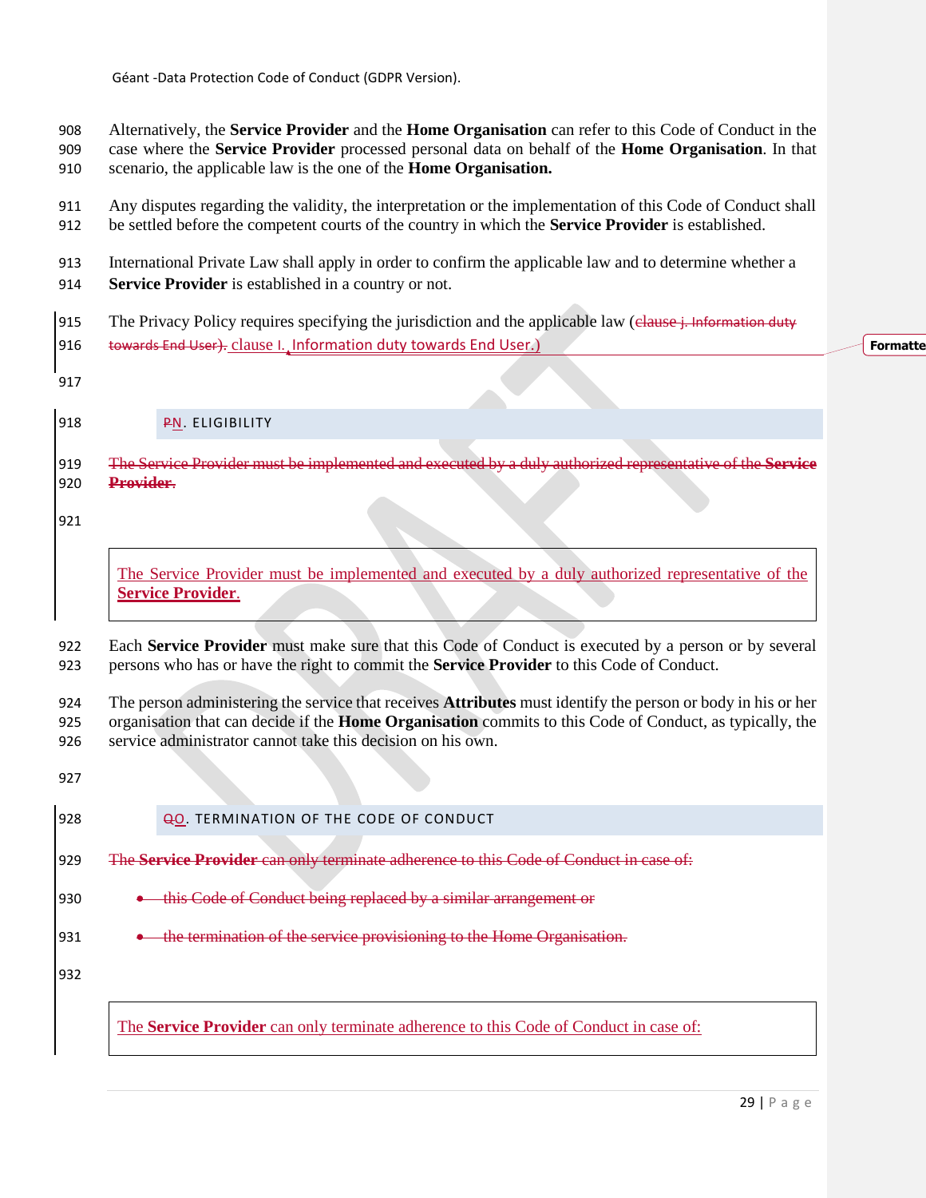Alternatively, the **Service Provider** and the **Home Organisation** can refer to this Code of Conduct in the case where the **Service Provider** processed personal data on behalf of the **Home Organisation**. In that scenario, the applicable law is the one of the **Home Organisation.**

Any disputes regarding the validity, the interpretation or the implementation of this Code of Conduct shall be settled before the competent courts of the country in which the **Service Provider** is established.

International Private Law shall apply in order to confirm the applicable law and to determine whether a **Service Provider** is established in a country or not.

The Privacy Policy requires specifying the jurisdiction and the applicable law (~~clause j. Information duty towards End User~~). clause I. Information duty towards End User.)

## ~~P~~N. ELIGIBILITY

~~The Service Provider must be implemented and executed by a duly authorized representative of the **Service Provider**.~~

> The Service Provider must be implemented and executed by a duly authorized representative of the **Service Provider**.

Each **Service Provider** must make sure that this Code of Conduct is executed by a person or by several persons who has or have the right to commit the **Service Provider** to this Code of Conduct.

The person administering the service that receives **Attributes** must identify the person or body in his or her organisation that can decide if the **Home Organisation** commits to this Code of Conduct, as typically, the service administrator cannot take this decision on his own.

## ~~Q~~O. TERMINATION OF THE CODE OF CONDUCT

~~The **Service Provider** can only terminate adherence to this Code of Conduct in case of:~~

- ~~this Code of Conduct being replaced by a similar arrangement or~~
- ~~the termination of the service provisioning to the Home Organisation.~~

> The **Service Provider** can only terminate adherence to this Code of Conduct in case of: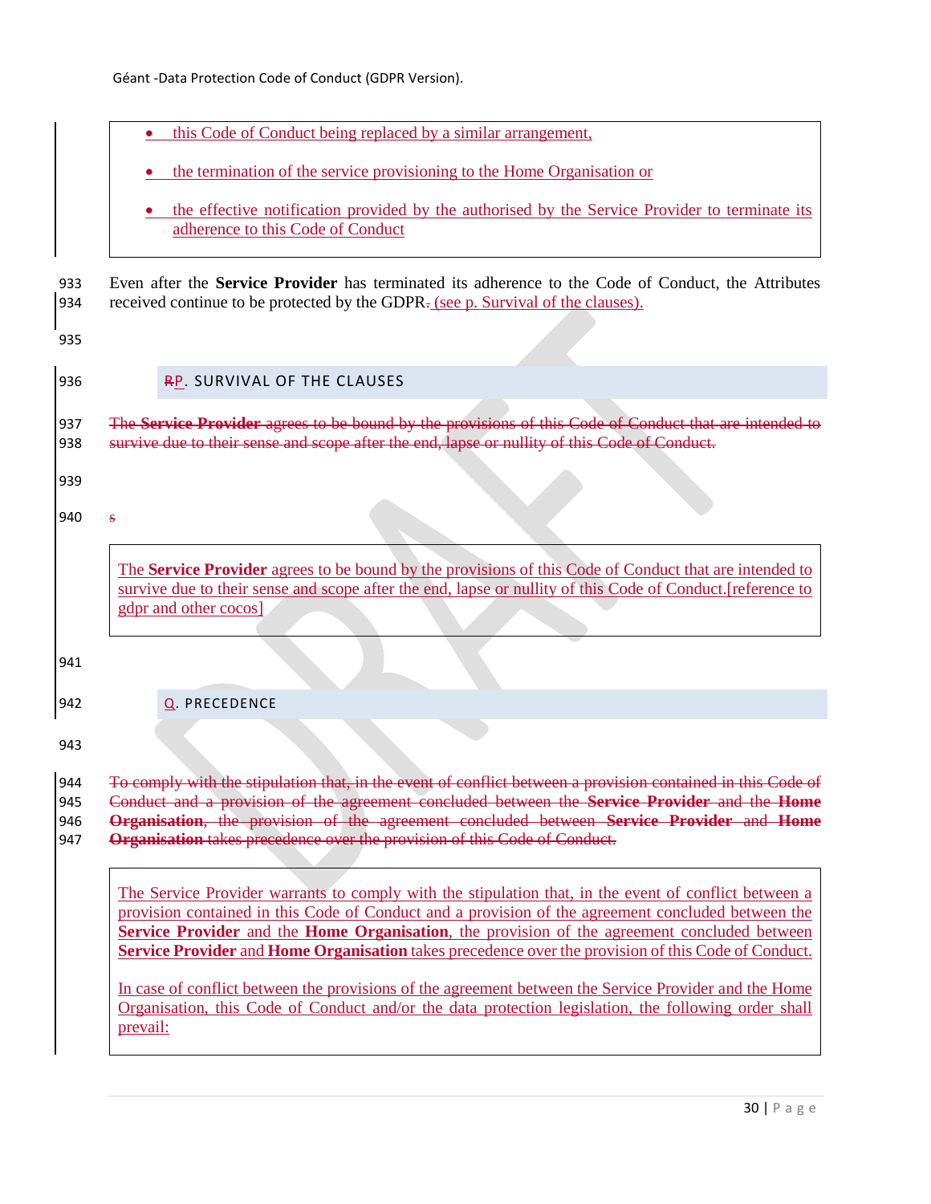- this Code of Conduct being replaced by a similar arrangement,
- the termination of the service provisioning to the Home Organisation or
- the effective notification provided by the authorised by the Service Provider to terminate its adherence to this Code of Conduct

Even after the **Service Provider** has terminated its adherence to the Code of Conduct, the Attributes received continue to be protected by the GDPR. (see p. Survival of the clauses).

## RP. SURVIVAL OF THE CLAUSES

~~The **Service Provider** agrees to be bound by the provisions of this Code of Conduct that are intended to survive due to their sense and scope after the end, lapse or nullity of this Code of Conduct.~~

~~s~~

The **Service Provider** agrees to be bound by the provisions of this Code of Conduct that are intended to survive due to their sense and scope after the end, lapse or nullity of this Code of Conduct.[reference to gdpr and other cocos]

## Q. PRECEDENCE

~~To comply with the stipulation that, in the event of conflict between a provision contained in this Code of Conduct and a provision of the agreement concluded between the **Service Provider** and the **Home Organisation**, the provision of the agreement concluded between **Service Provider** and **Home Organisation** takes precedence over the provision of this Code of Conduct.~~

The Service Provider warrants to comply with the stipulation that, in the event of conflict between a provision contained in this Code of Conduct and a provision of the agreement concluded between the **Service Provider** and the **Home Organisation**, the provision of the agreement concluded between **Service Provider** and **Home Organisation** takes precedence over the provision of this Code of Conduct.

In case of conflict between the provisions of the agreement between the Service Provider and the Home Organisation, this Code of Conduct and/or the data protection legislation, the following order shall prevail: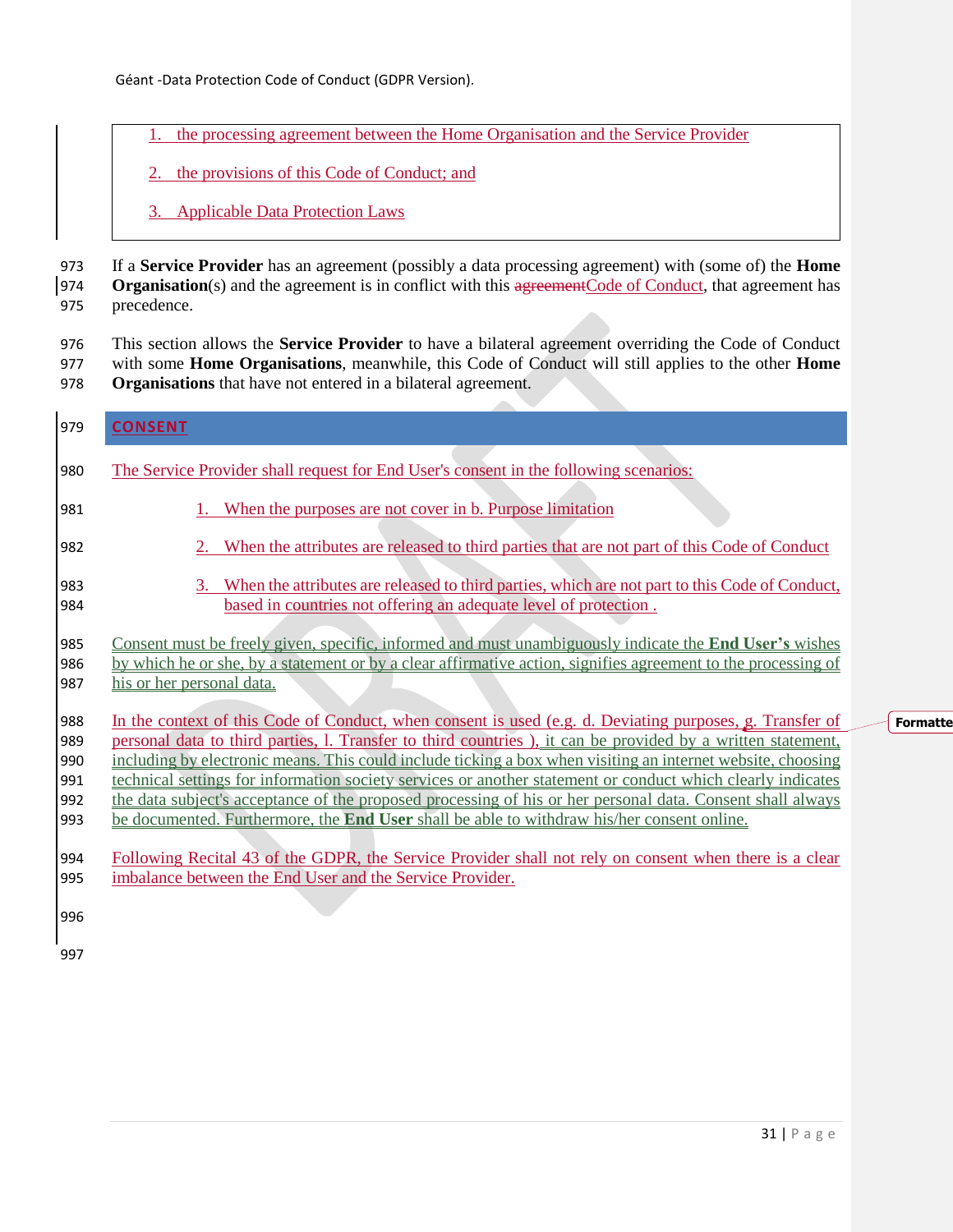1. the processing agreement between the Home Organisation and the Service Provider
2. the provisions of this Code of Conduct; and
3. Applicable Data Protection Laws

If a **Service Provider** has an agreement (possibly a data processing agreement) with (some of) the **Home Organisation**(s) and the agreement is in conflict with this ~~agreement~~Code of Conduct, that agreement has precedence.

This section allows the **Service Provider** to have a bilateral agreement overriding the Code of Conduct with some **Home Organisations**, meanwhile, this Code of Conduct will still applies to the other **Home Organisations** that have not entered in a bilateral agreement.

## CONSENT

The Service Provider shall request for End User's consent in the following scenarios:

1. When the purposes are not cover in b. Purpose limitation
2. When the attributes are released to third parties that are not part of this Code of Conduct
3. When the attributes are released to third parties, which are not part to this Code of Conduct, based in countries not offering an adequate level of protection .

Consent must be freely given, specific, informed and must unambiguously indicate the **End User's** wishes by which he or she, by a statement or by a clear affirmative action, signifies agreement to the processing of his or her personal data.

In the context of this Code of Conduct, when consent is used (e.g. d. Deviating purposes, g. Transfer of personal data to third parties, l. Transfer to third countries ), it can be provided by a written statement, including by electronic means. This could include ticking a box when visiting an internet website, choosing technical settings for information society services or another statement or conduct which clearly indicates the data subject's acceptance of the proposed processing of his or her personal data. Consent shall always be documented. Furthermore, the **End User** shall be able to withdraw his/her consent online.

Following Recital 43 of the GDPR, the Service Provider shall not rely on consent when there is a clear imbalance between the End User and the Service Provider.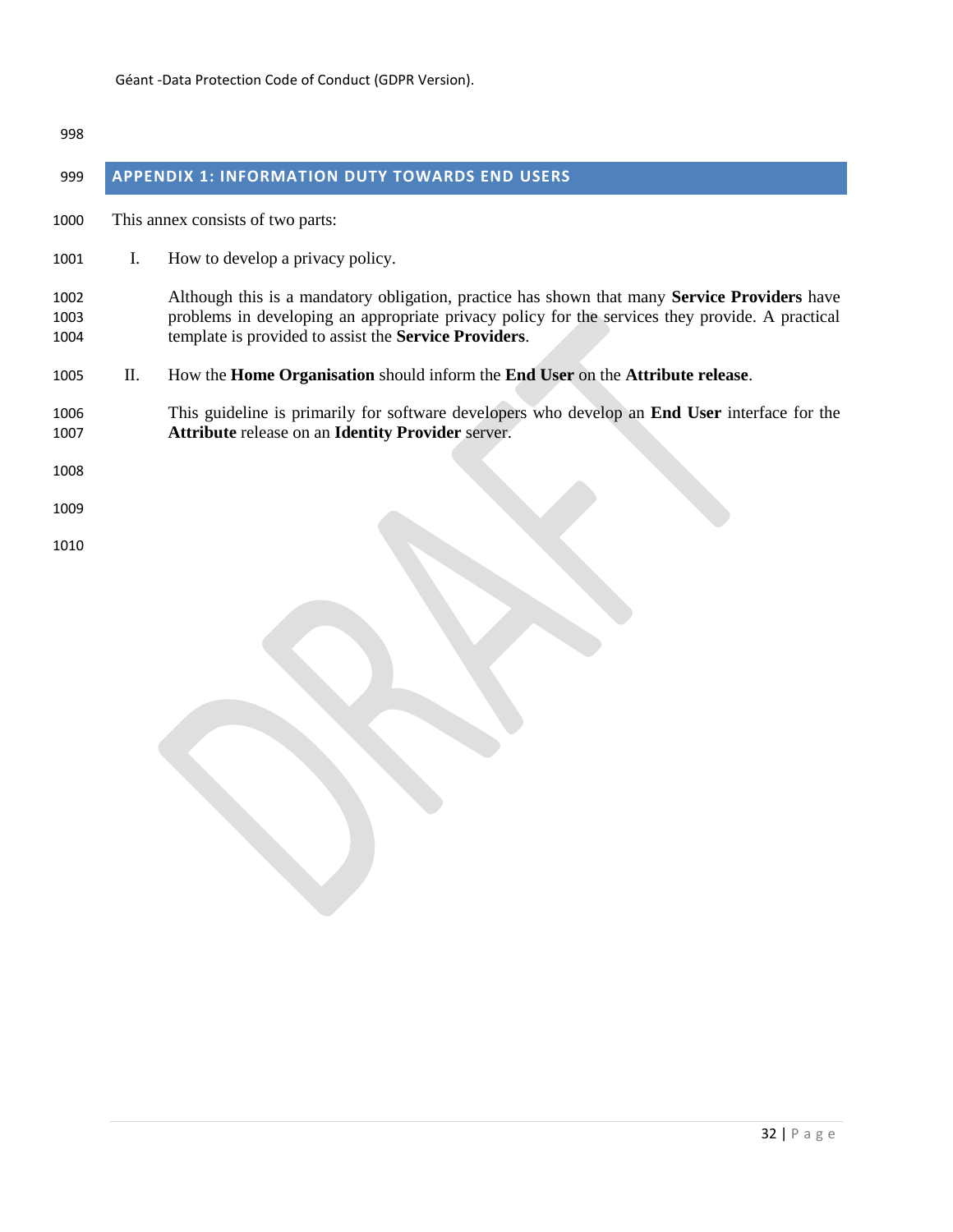## APPENDIX 1: INFORMATION DUTY TOWARDS END USERS

This annex consists of two parts:

I. How to develop a privacy policy.

   Although this is a mandatory obligation, practice has shown that many **Service Providers** have problems in developing an appropriate privacy policy for the services they provide. A practical template is provided to assist the **Service Providers**.

II. How the **Home Organisation** should inform the **End User** on the **Attribute release**.

   This guideline is primarily for software developers who develop an **End User** interface for the **Attribute** release on an **Identity Provider** server.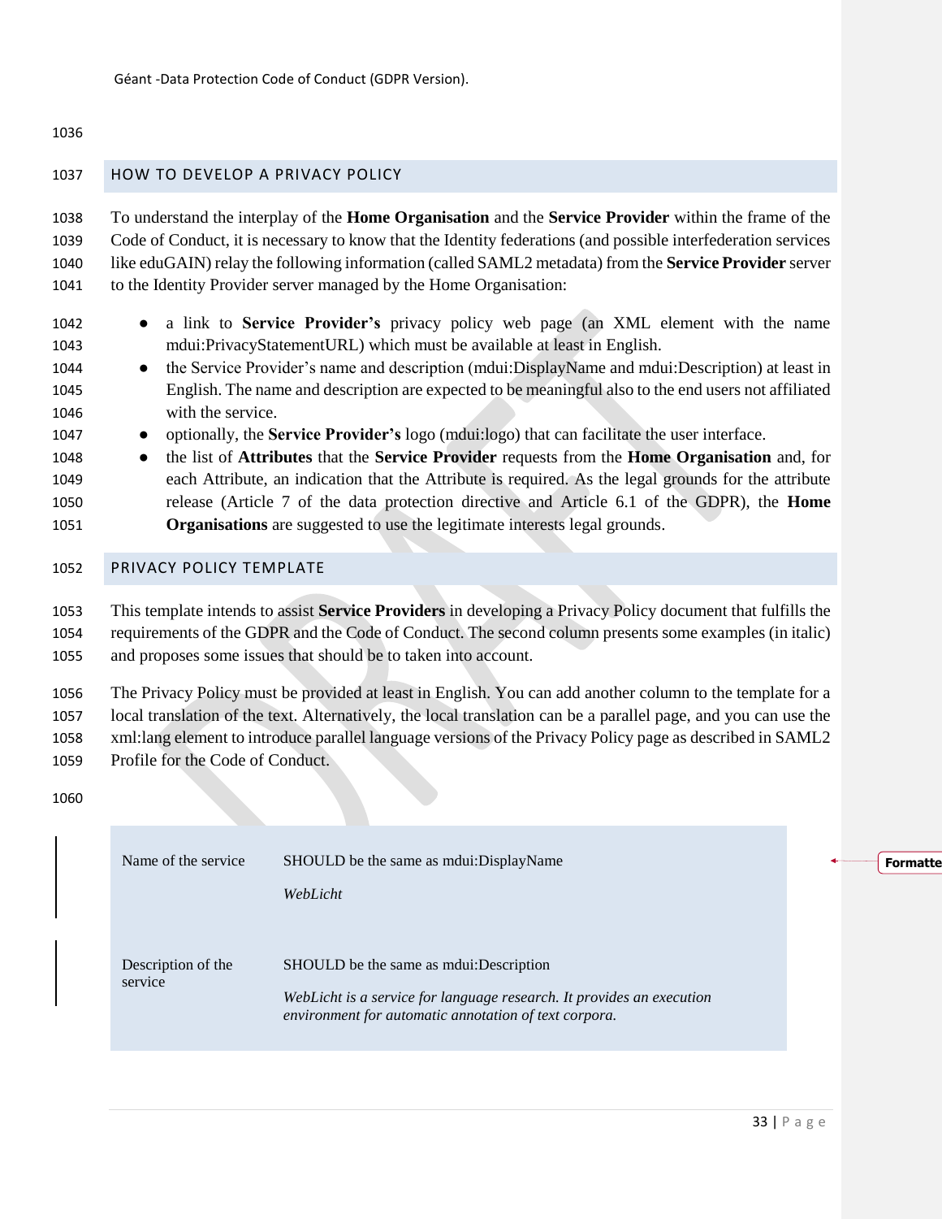## HOW TO DEVELOP A PRIVACY POLICY

To understand the interplay of the **Home Organisation** and the **Service Provider** within the frame of the Code of Conduct, it is necessary to know that the Identity federations (and possible interfederation services like eduGAIN) relay the following information (called SAML2 metadata) from the **Service Provider** server to the Identity Provider server managed by the Home Organisation:

- a link to **Service Provider's** privacy policy web page (an XML element with the name mdui:PrivacyStatementURL) which must be available at least in English.
- the Service Provider's name and description (mdui:DisplayName and mdui:Description) at least in English. The name and description are expected to be meaningful also to the end users not affiliated with the service.
- optionally, the **Service Provider's** logo (mdui:logo) that can facilitate the user interface.
- the list of **Attributes** that the **Service Provider** requests from the **Home Organisation** and, for each Attribute, an indication that the Attribute is required. As the legal grounds for the attribute release (Article 7 of the data protection directive and Article 6.1 of the GDPR), the **Home Organisations** are suggested to use the legitimate interests legal grounds.

## PRIVACY POLICY TEMPLATE

This template intends to assist **Service Providers** in developing a Privacy Policy document that fulfills the requirements of the GDPR and the Code of Conduct. The second column presents some examples (in italic) and proposes some issues that should be to taken into account.

The Privacy Policy must be provided at least in English. You can add another column to the template for a local translation of the text. Alternatively, the local translation can be a parallel page, and you can use the xml:lang element to introduce parallel language versions of the Privacy Policy page as described in SAML2 Profile for the Code of Conduct.

| | |
|---|---|
| Name of the service | SHOULD be the same as mdui:DisplayName<br>*WebLicht* |
| Description of the service | SHOULD be the same as mdui:Description<br>*WebLicht is a service for language research. It provides an execution environment for automatic annotation of text corpora.* |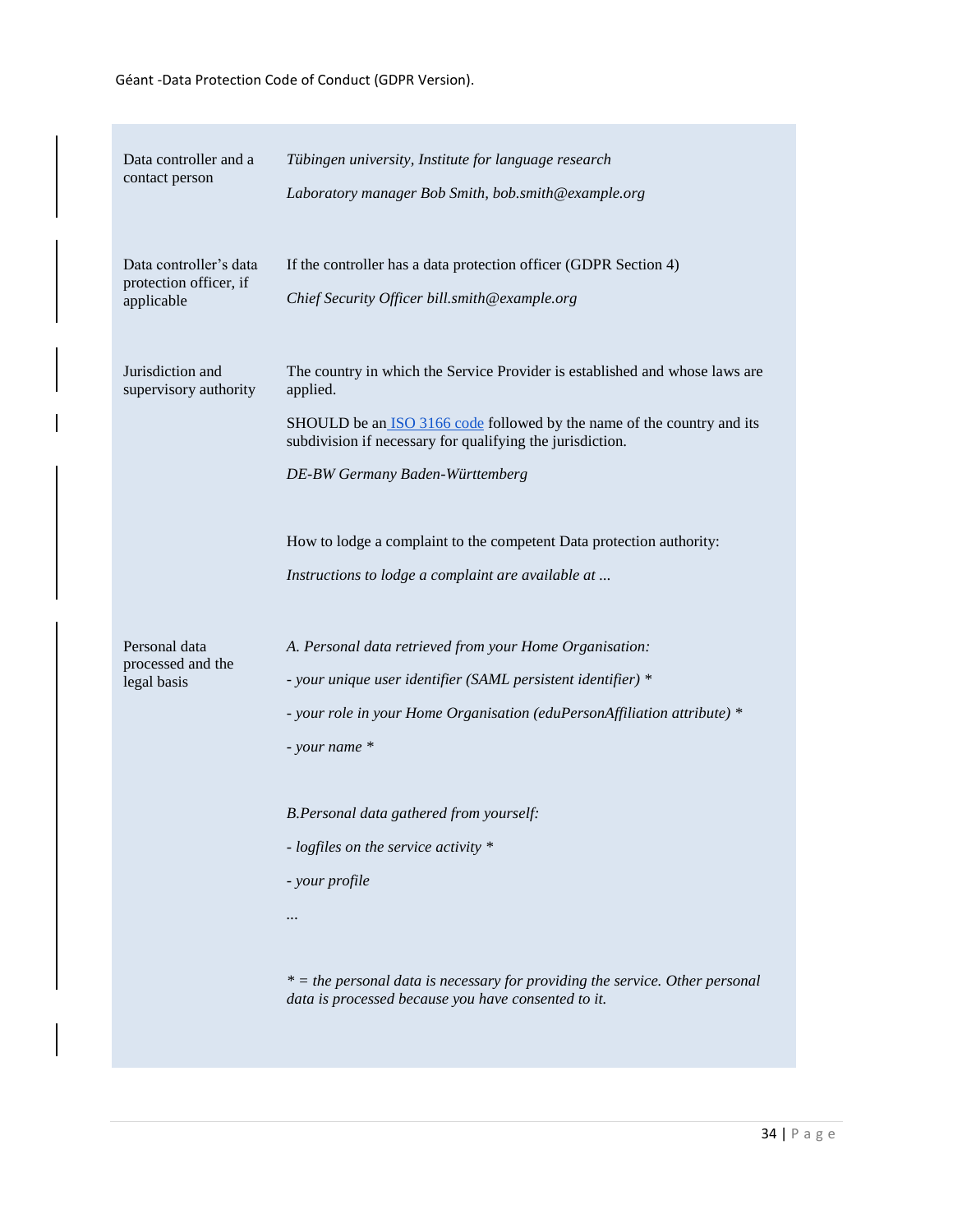| | |
|---|---|
| Data controller and a contact person | *Tübingen university, Institute for language research*<br><br>*Laboratory manager Bob Smith, bob.smith@example.org* |
| Data controller's data protection officer, if applicable | If the controller has a data protection officer (GDPR Section 4)<br><br>*Chief Security Officer bill.smith@example.org* |
| Jurisdiction and supervisory authority | The country in which the Service Provider is established and whose laws are applied.<br><br>SHOULD be an ISO 3166 code followed by the name of the country and its subdivision if necessary for qualifying the jurisdiction.<br><br>*DE-BW Germany Baden-Württemberg*<br><br>How to lodge a complaint to the competent Data protection authority:<br><br>*Instructions to lodge a complaint are available at ...* |
| Personal data processed and the legal basis | *A. Personal data retrieved from your Home Organisation:*<br><br>*- your unique user identifier (SAML persistent identifier) **<br><br>*- your role in your Home Organisation (eduPersonAffiliation attribute) **<br><br>*- your name **<br><br>*B.Personal data gathered from yourself:*<br><br>*- logfiles on the service activity **<br><br>*- your profile*<br><br>*...*<br><br>** = the personal data is necessary for providing the service. Other personal data is processed because you have consented to it.* |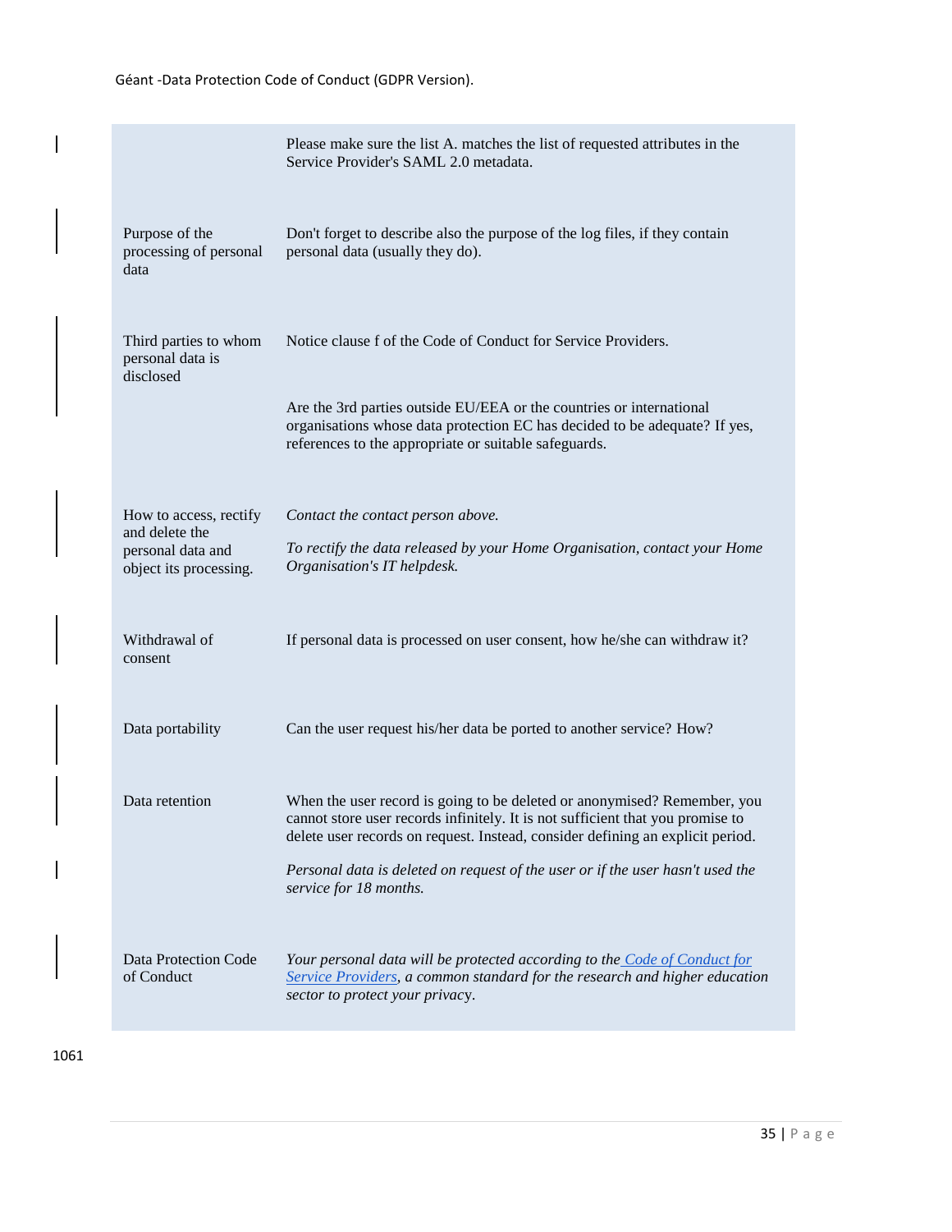| | |
|---|---|
| | Please make sure the list A. matches the list of requested attributes in the Service Provider's SAML 2.0 metadata. |
| Purpose of the processing of personal data | Don't forget to describe also the purpose of the log files, if they contain personal data (usually they do). |
| Third parties to whom personal data is disclosed | Notice clause f of the Code of Conduct for Service Providers.<br><br>Are the 3rd parties outside EU/EEA or the countries or international organisations whose data protection EC has decided to be adequate? If yes, references to the appropriate or suitable safeguards. |
| How to access, rectify and delete the personal data and object its processing. | *Contact the contact person above.*<br><br>*To rectify the data released by your Home Organisation, contact your Home Organisation's IT helpdesk.* |
| Withdrawal of consent | If personal data is processed on user consent, how he/she can withdraw it? |
| Data portability | Can the user request his/her data be ported to another service? How? |
| Data retention | When the user record is going to be deleted or anonymised? Remember, you cannot store user records infinitely. It is not sufficient that you promise to delete user records on request. Instead, consider defining an explicit period.<br><br>*Personal data is deleted on request of the user or if the user hasn't used the service for 18 months.* |
| Data Protection Code of Conduct | *Your personal data will be protected according to the [Code of Conduct for Service Providers](), a common standard for the research and higher education sector to protect your privacy.* |

1061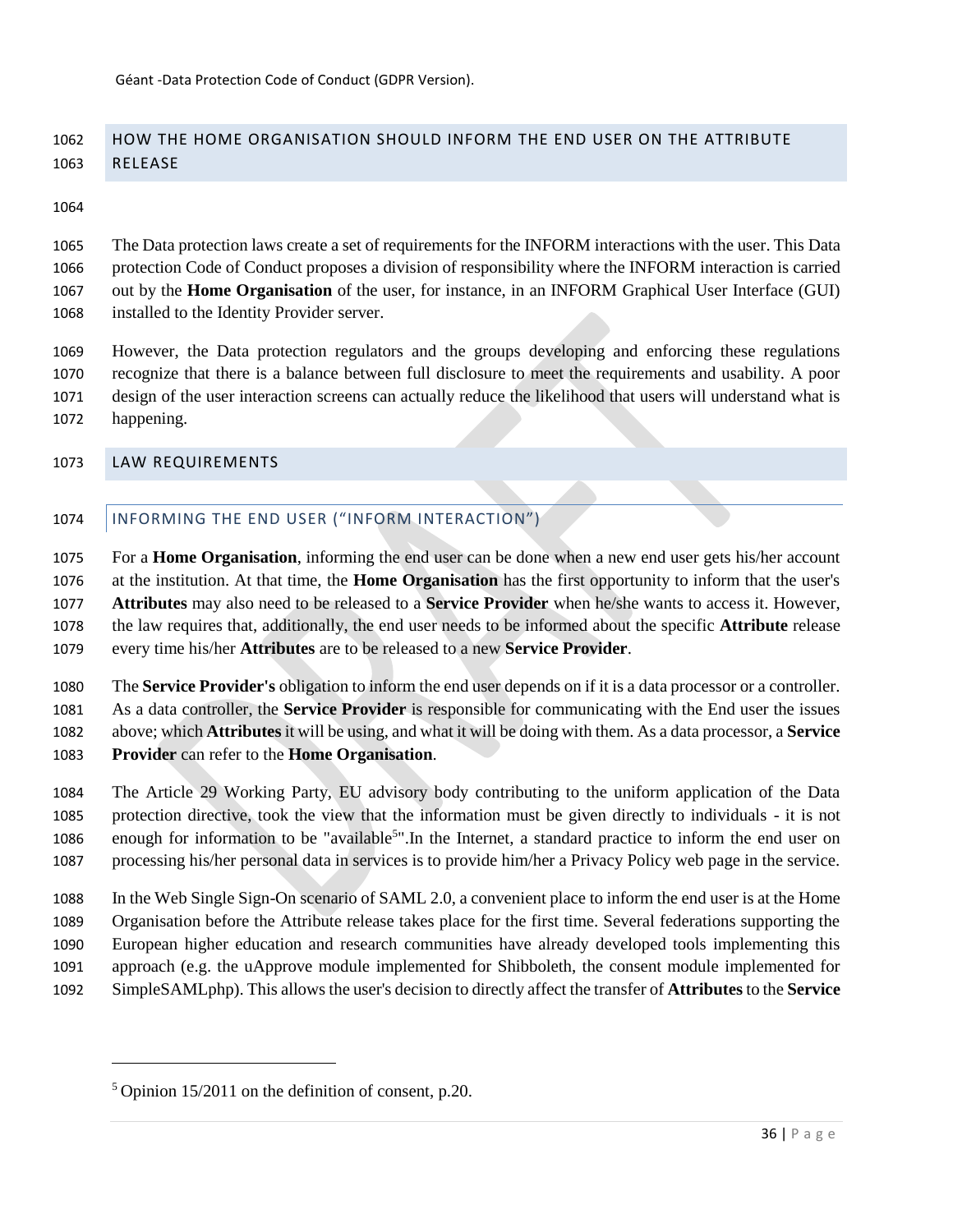## HOW THE HOME ORGANISATION SHOULD INFORM THE END USER ON THE ATTRIBUTE RELEASE

The Data protection laws create a set of requirements for the INFORM interactions with the user. This Data protection Code of Conduct proposes a division of responsibility where the INFORM interaction is carried out by the **Home Organisation** of the user, for instance, in an INFORM Graphical User Interface (GUI) installed to the Identity Provider server.

However, the Data protection regulators and the groups developing and enforcing these regulations recognize that there is a balance between full disclosure to meet the requirements and usability. A poor design of the user interaction screens can actually reduce the likelihood that users will understand what is happening.

## LAW REQUIREMENTS

### INFORMING THE END USER ("INFORM INTERACTION")

For a **Home Organisation**, informing the end user can be done when a new end user gets his/her account at the institution. At that time, the **Home Organisation** has the first opportunity to inform that the user's **Attributes** may also need to be released to a **Service Provider** when he/she wants to access it. However, the law requires that, additionally, the end user needs to be informed about the specific **Attribute** release every time his/her **Attributes** are to be released to a new **Service Provider**.

The **Service Provider's** obligation to inform the end user depends on if it is a data processor or a controller. As a data controller, the **Service Provider** is responsible for communicating with the End user the issues above; which **Attributes** it will be using, and what it will be doing with them. As a data processor, a **Service Provider** can refer to the **Home Organisation**.

The Article 29 Working Party, EU advisory body contributing to the uniform application of the Data protection directive, took the view that the information must be given directly to individuals - it is not enough for information to be "available[5]".In the Internet, a standard practice to inform the end user on processing his/her personal data in services is to provide him/her a Privacy Policy web page in the service.

In the Web Single Sign-On scenario of SAML 2.0, a convenient place to inform the end user is at the Home Organisation before the Attribute release takes place for the first time. Several federations supporting the European higher education and research communities have already developed tools implementing this approach (e.g. the uApprove module implemented for Shibboleth, the consent module implemented for SimpleSAMLphp). This allows the user's decision to directly affect the transfer of **Attributes** to the **Service**

[5] Opinion 15/2011 on the definition of consent, p.20.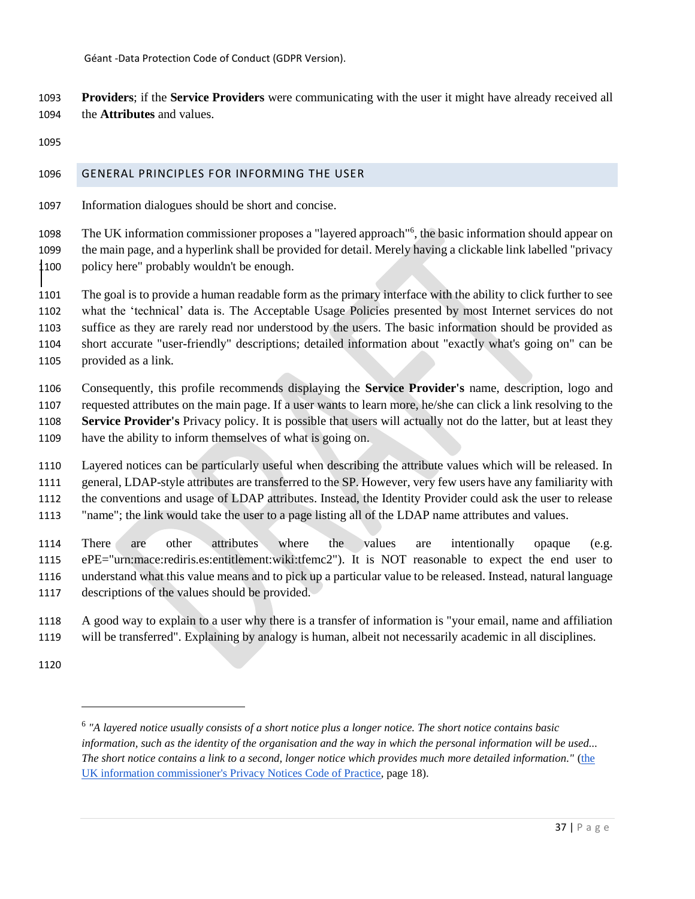**Providers**; if the **Service Providers** were communicating with the user it might have already received all the **Attributes** and values.

## GENERAL PRINCIPLES FOR INFORMING THE USER

Information dialogues should be short and concise.

The UK information commissioner proposes a "layered approach"[6], the basic information should appear on the main page, and a hyperlink shall be provided for detail. Merely having a clickable link labelled "privacy policy here" probably wouldn't be enough.

The goal is to provide a human readable form as the primary interface with the ability to click further to see what the 'technical' data is. The Acceptable Usage Policies presented by most Internet services do not suffice as they are rarely read nor understood by the users. The basic information should be provided as short accurate "user-friendly" descriptions; detailed information about "exactly what's going on" can be provided as a link.

Consequently, this profile recommends displaying the **Service Provider's** name, description, logo and requested attributes on the main page. If a user wants to learn more, he/she can click a link resolving to the **Service Provider's** Privacy policy. It is possible that users will actually not do the latter, but at least they have the ability to inform themselves of what is going on.

Layered notices can be particularly useful when describing the attribute values which will be released. In general, LDAP-style attributes are transferred to the SP. However, very few users have any familiarity with the conventions and usage of LDAP attributes. Instead, the Identity Provider could ask the user to release "name"; the link would take the user to a page listing all of the LDAP name attributes and values.

There are other attributes where the values are intentionally opaque (e.g. ePE="urn:mace:rediris.es:entitlement:wiki:tfemc2"). It is NOT reasonable to expect the end user to understand what this value means and to pick up a particular value to be released. Instead, natural language descriptions of the values should be provided.

A good way to explain to a user why there is a transfer of information is "your email, name and affiliation will be transferred". Explaining by analogy is human, albeit not necessarily academic in all disciplines.

---

[6] *"A layered notice usually consists of a short notice plus a longer notice. The short notice contains basic information, such as the identity of the organisation and the way in which the personal information will be used... The short notice contains a link to a second, longer notice which provides much more detailed information."* (the UK information commissioner's Privacy Notices Code of Practice, page 18).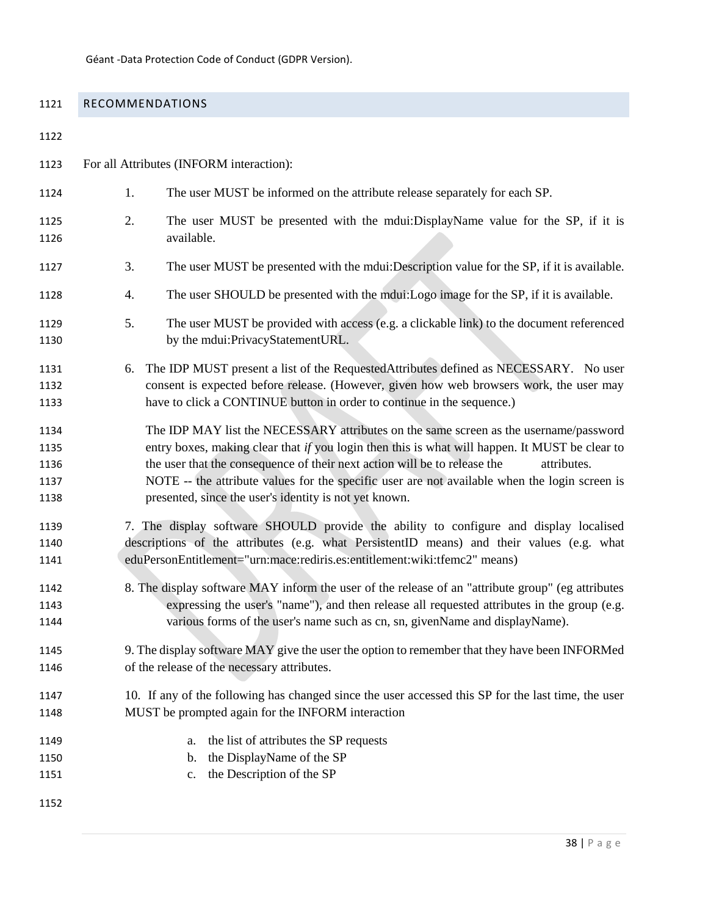## RECOMMENDATIONS

For all Attributes (INFORM interaction):

1. The user MUST be informed on the attribute release separately for each SP.
2. The user MUST be presented with the mdui:DisplayName value for the SP, if it is available.
3. The user MUST be presented with the mdui:Description value for the SP, if it is available.
4. The user SHOULD be presented with the mdui:Logo image for the SP, if it is available.
5. The user MUST be provided with access (e.g. a clickable link) to the document referenced by the mdui:PrivacyStatementURL.
6. The IDP MUST present a list of the RequestedAttributes defined as NECESSARY. No user consent is expected before release. (However, given how web browsers work, the user may have to click a CONTINUE button in order to continue in the sequence.)

   The IDP MAY list the NECESSARY attributes on the same screen as the username/password entry boxes, making clear that *if* you login then this is what will happen. It MUST be clear to the user that the consequence of their next action will be to release the attributes. NOTE -- the attribute values for the specific user are not available when the login screen is presented, since the user's identity is not yet known.

7. The display software SHOULD provide the ability to configure and display localised descriptions of the attributes (e.g. what PersistentID means) and their values (e.g. what eduPersonEntitlement="urn:mace:rediris.es:entitlement:wiki:tfemc2" means)
8. The display software MAY inform the user of the release of an "attribute group" (eg attributes expressing the user's "name"), and then release all requested attributes in the group (e.g. various forms of the user's name such as cn, sn, givenName and displayName).
9. The display software MAY give the user the option to remember that they have been INFORMed of the release of the necessary attributes.
10. If any of the following has changed since the user accessed this SP for the last time, the user MUST be prompted again for the INFORM interaction
    a. the list of attributes the SP requests
    b. the DisplayName of the SP
    c. the Description of the SP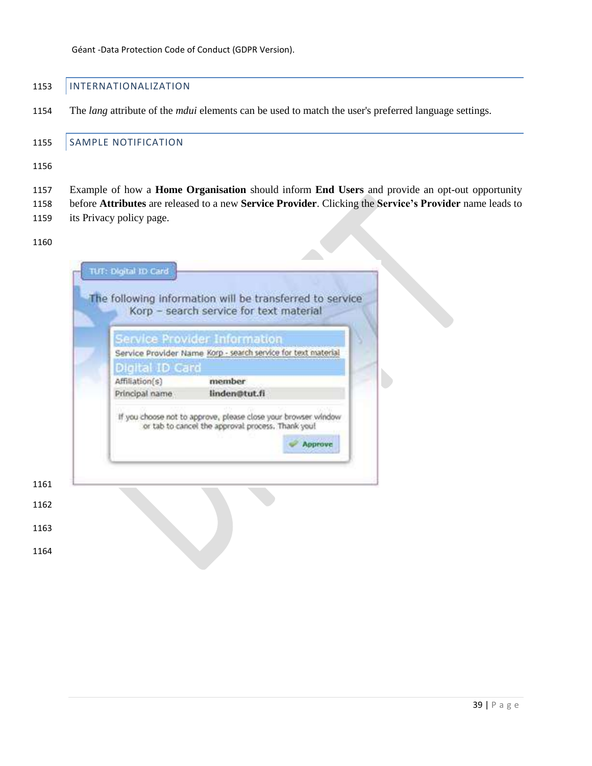## INTERNATIONALIZATION

The *lang* attribute of the *mdui* elements can be used to match the user's preferred language settings.

## SAMPLE NOTIFICATION

Example of how a **Home Organisation** should inform **End Users** and provide an opt-out opportunity before **Attributes** are released to a new **Service Provider**. Clicking the **Service's Provider** name leads to its Privacy policy page.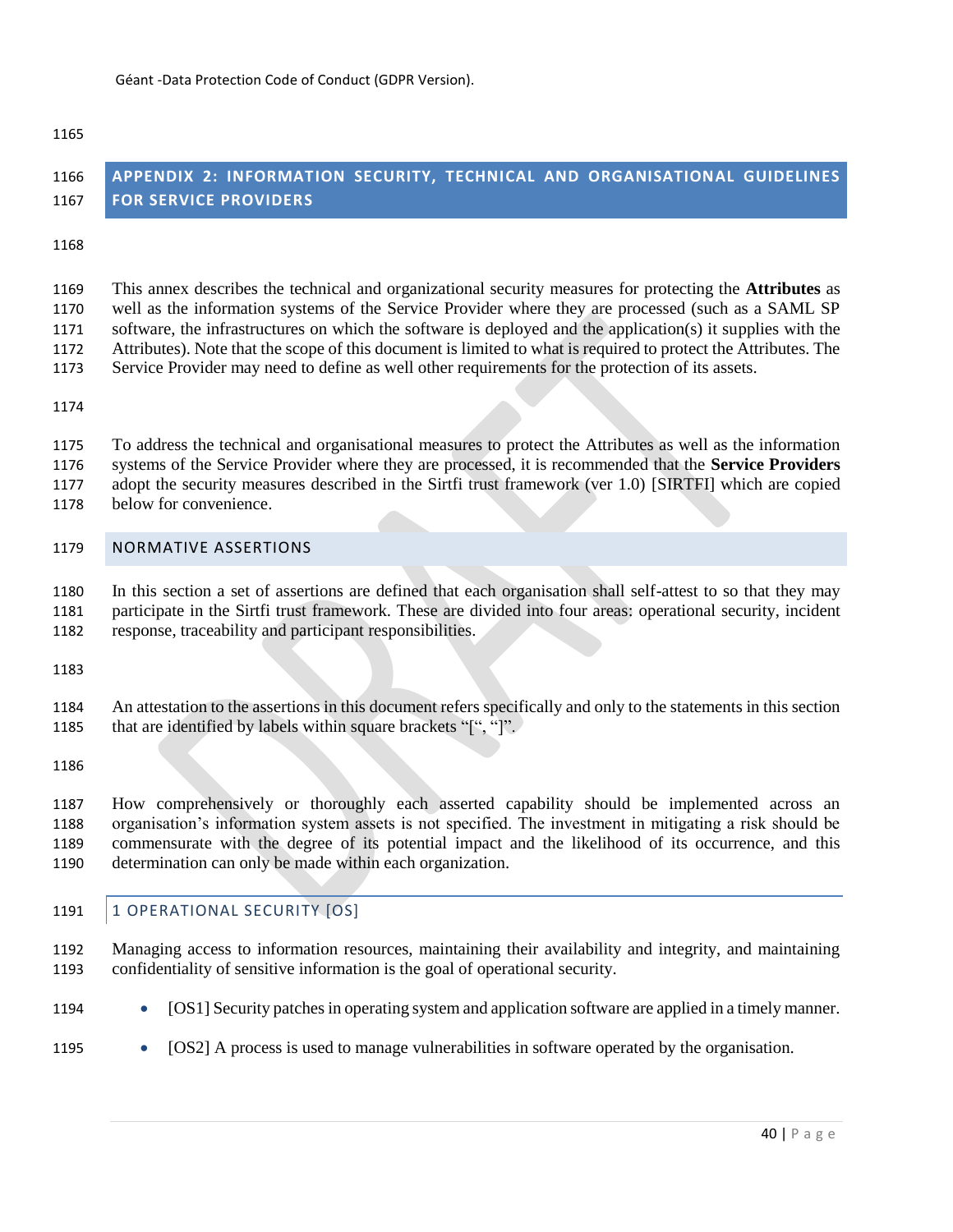## APPENDIX 2: INFORMATION SECURITY, TECHNICAL AND ORGANISATIONAL GUIDELINES FOR SERVICE PROVIDERS

This annex describes the technical and organizational security measures for protecting the **Attributes** as well as the information systems of the Service Provider where they are processed (such as a SAML SP software, the infrastructures on which the software is deployed and the application(s) it supplies with the Attributes). Note that the scope of this document is limited to what is required to protect the Attributes. The Service Provider may need to define as well other requirements for the protection of its assets.

To address the technical and organisational measures to protect the Attributes as well as the information systems of the Service Provider where they are processed, it is recommended that the **Service Providers** adopt the security measures described in the Sirtfi trust framework (ver 1.0) [SIRTFI] which are copied below for convenience.

### NORMATIVE ASSERTIONS

In this section a set of assertions are defined that each organisation shall self-attest to so that they may participate in the Sirtfi trust framework. These are divided into four areas: operational security, incident response, traceability and participant responsibilities.

An attestation to the assertions in this document refers specifically and only to the statements in this section that are identified by labels within square brackets "[", "]".

How comprehensively or thoroughly each asserted capability should be implemented across an organisation's information system assets is not specified. The investment in mitigating a risk should be commensurate with the degree of its potential impact and the likelihood of its occurrence, and this determination can only be made within each organization.

#### 1 OPERATIONAL SECURITY [OS]

Managing access to information resources, maintaining their availability and integrity, and maintaining confidentiality of sensitive information is the goal of operational security.

- [OS1] Security patches in operating system and application software are applied in a timely manner.
- [OS2] A process is used to manage vulnerabilities in software operated by the organisation.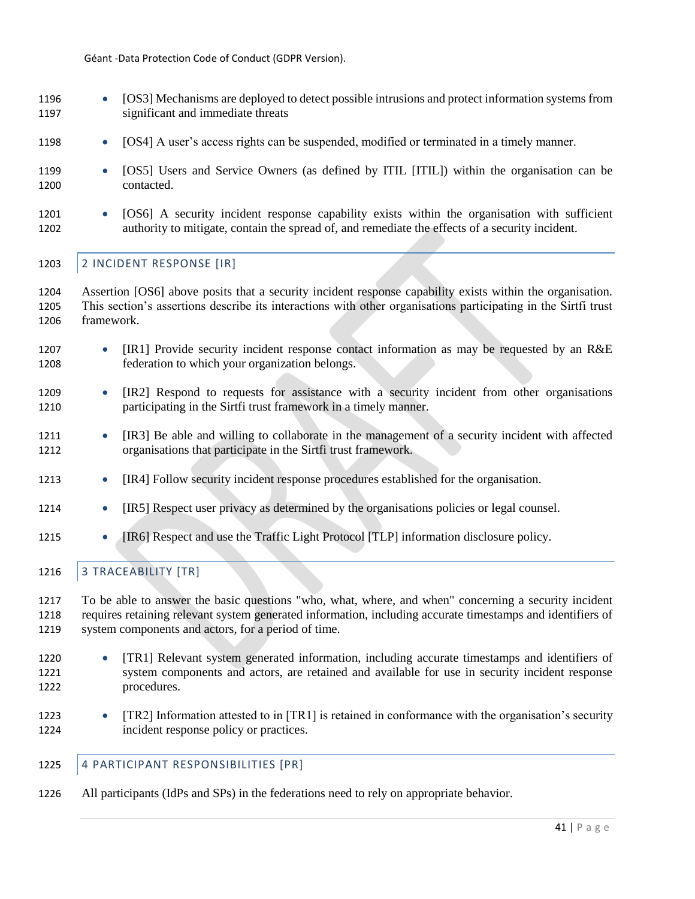- [OS3] Mechanisms are deployed to detect possible intrusions and protect information systems from significant and immediate threats
- [OS4] A user's access rights can be suspended, modified or terminated in a timely manner.
- [OS5] Users and Service Owners (as defined by ITIL [ITIL]) within the organisation can be contacted.
- [OS6] A security incident response capability exists within the organisation with sufficient authority to mitigate, contain the spread of, and remediate the effects of a security incident.

## 2 INCIDENT RESPONSE [IR]

Assertion [OS6] above posits that a security incident response capability exists within the organisation. This section's assertions describe its interactions with other organisations participating in the Sirtfi trust framework.

- [IR1] Provide security incident response contact information as may be requested by an R&E federation to which your organization belongs.
- [IR2] Respond to requests for assistance with a security incident from other organisations participating in the Sirtfi trust framework in a timely manner.
- [IR3] Be able and willing to collaborate in the management of a security incident with affected organisations that participate in the Sirtfi trust framework.
- [IR4] Follow security incident response procedures established for the organisation.
- [IR5] Respect user privacy as determined by the organisations policies or legal counsel.
- [IR6] Respect and use the Traffic Light Protocol [TLP] information disclosure policy.

## 3 TRACEABILITY [TR]

To be able to answer the basic questions "who, what, where, and when" concerning a security incident requires retaining relevant system generated information, including accurate timestamps and identifiers of system components and actors, for a period of time.

- [TR1] Relevant system generated information, including accurate timestamps and identifiers of system components and actors, are retained and available for use in security incident response procedures.
- [TR2] Information attested to in [TR1] is retained in conformance with the organisation's security incident response policy or practices.

## 4 PARTICIPANT RESPONSIBILITIES [PR]

All participants (IdPs and SPs) in the federations need to rely on appropriate behavior.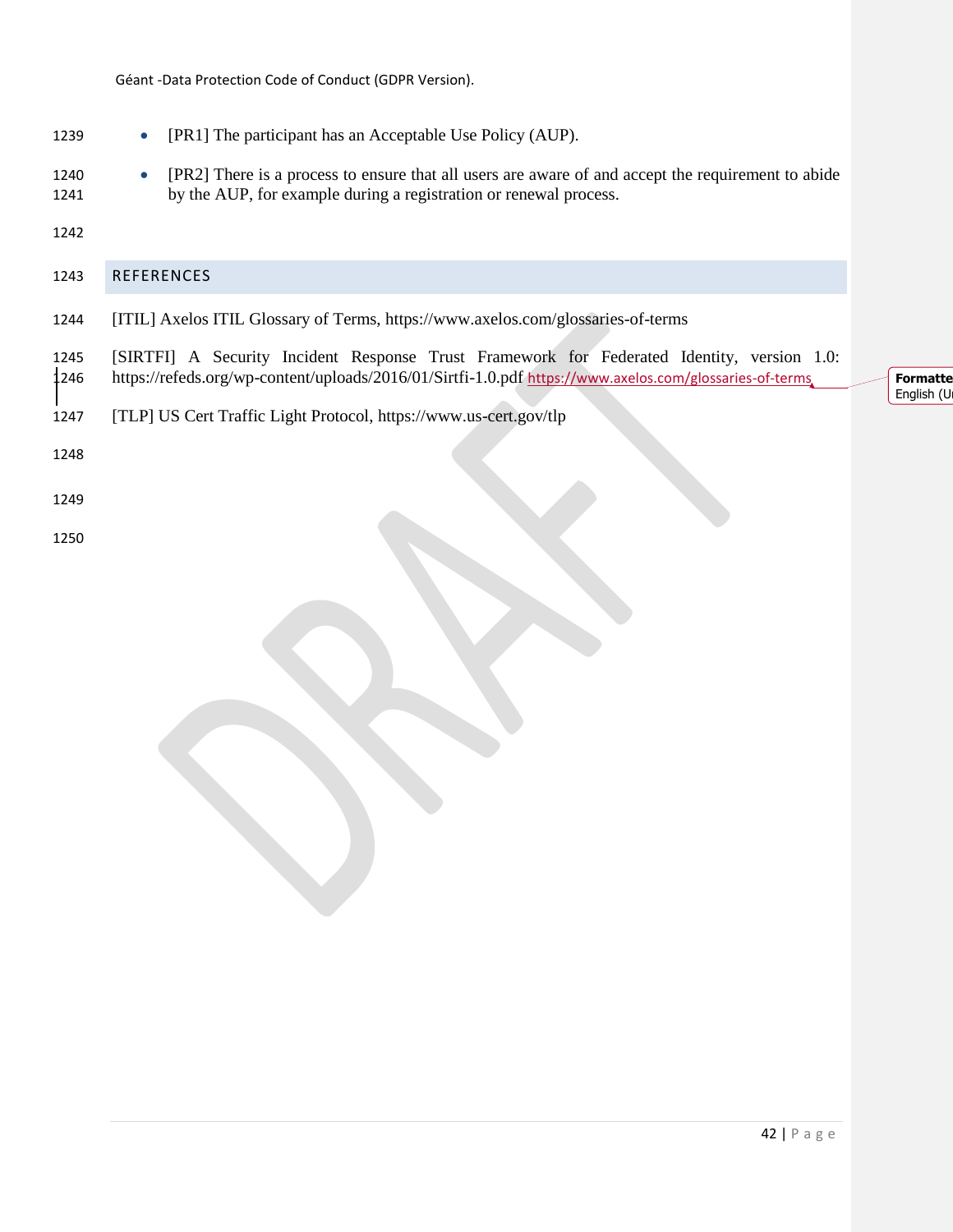- [PR1] The participant has an Acceptable Use Policy (AUP).
- [PR2] There is a process to ensure that all users are aware of and accept the requirement to abide by the AUP, for example during a registration or renewal process.

## REFERENCES

[ITIL] Axelos ITIL Glossary of Terms, https://www.axelos.com/glossaries-of-terms

[SIRTFI] A Security Incident Response Trust Framework for Federated Identity, version 1.0: https://refeds.org/wp-content/uploads/2016/01/Sirtfi-1.0.pdf https://www.axelos.com/glossaries-of-terms

[TLP] US Cert Traffic Light Protocol, https://www.us-cert.gov/tlp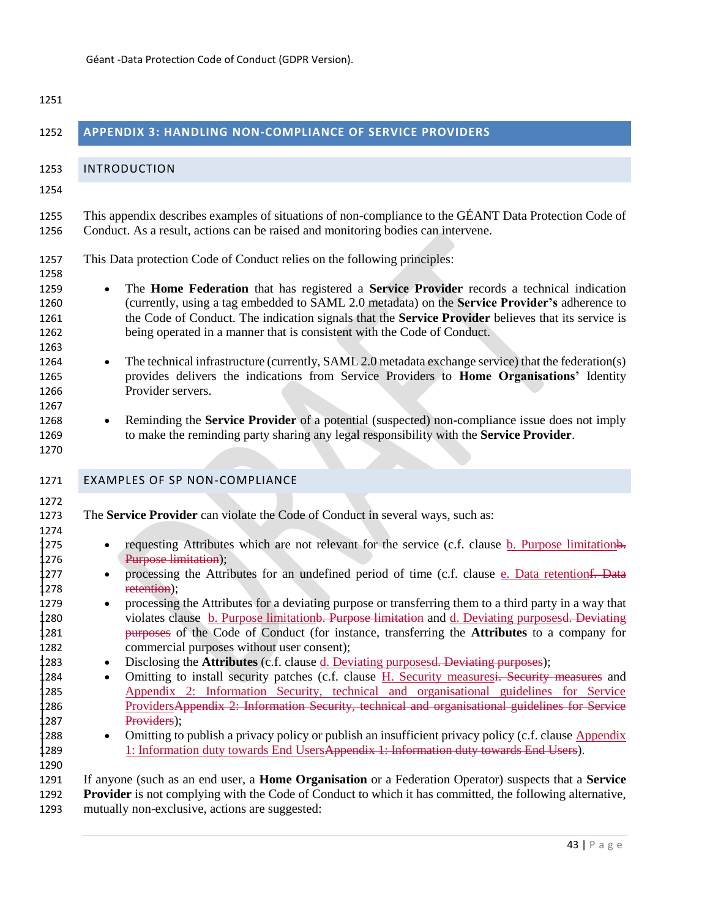## APPENDIX 3: HANDLING NON-COMPLIANCE OF SERVICE PROVIDERS

### INTRODUCTION

This appendix describes examples of situations of non-compliance to the GÉANT Data Protection Code of Conduct. As a result, actions can be raised and monitoring bodies can intervene.

This Data protection Code of Conduct relies on the following principles:

- The **Home Federation** that has registered a **Service Provider** records a technical indication (currently, using a tag embedded to SAML 2.0 metadata) on the **Service Provider's** adherence to the Code of Conduct. The indication signals that the **Service Provider** believes that its service is being operated in a manner that is consistent with the Code of Conduct.

- The technical infrastructure (currently, SAML 2.0 metadata exchange service) that the federation(s) provides delivers the indications from Service Providers to **Home Organisations'** Identity Provider servers.

- Reminding the **Service Provider** of a potential (suspected) non-compliance issue does not imply to make the reminding party sharing any legal responsibility with the **Service Provider**.

### EXAMPLES OF SP NON-COMPLIANCE

The **Service Provider** can violate the Code of Conduct in several ways, such as:

- requesting Attributes which are not relevant for the service (c.f. clause b. Purpose limitation~~b. Purpose limitation~~);
- processing the Attributes for an undefined period of time (c.f. clause e. Data retention~~f. Data retention~~);
- processing the Attributes for a deviating purpose or transferring them to a third party in a way that violates clause b. Purpose limitation~~b. Purpose limitation~~ and d. Deviating purposes~~d. Deviating purposes~~ of the Code of Conduct (for instance, transferring the **Attributes** to a company for commercial purposes without user consent);
- Disclosing the **Attributes** (c.f. clause d. Deviating purposes~~d. Deviating purposes~~);
- Omitting to install security patches (c.f. clause H. Security measures~~i. Security measures~~ and Appendix 2: Information Security, technical and organisational guidelines for Service Providers~~Appendix 2: Information Security, technical and organisational guidelines for Service Providers~~);
- Omitting to publish a privacy policy or publish an insufficient privacy policy (c.f. clause Appendix 1: Information duty towards End Users~~Appendix 1: Information duty towards End Users~~).

If anyone (such as an end user, a **Home Organisation** or a Federation Operator) suspects that a **Service Provider** is not complying with the Code of Conduct to which it has committed, the following alternative, mutually non-exclusive, actions are suggested: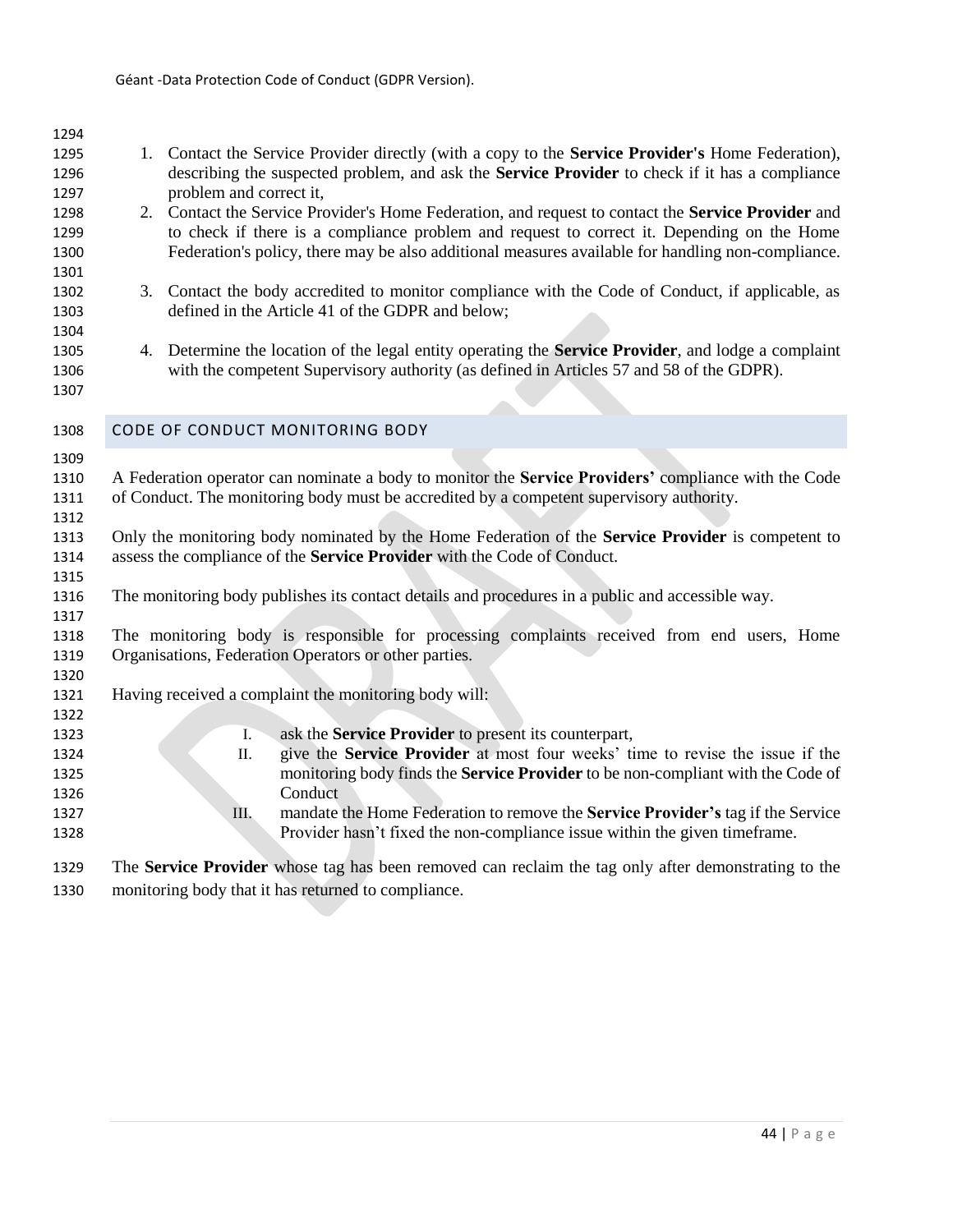1. Contact the Service Provider directly (with a copy to the **Service Provider's** Home Federation), describing the suspected problem, and ask the **Service Provider** to check if it has a compliance problem and correct it,
2. Contact the Service Provider's Home Federation, and request to contact the **Service Provider** and to check if there is a compliance problem and request to correct it. Depending on the Home Federation's policy, there may be also additional measures available for handling non-compliance.
3. Contact the body accredited to monitor compliance with the Code of Conduct, if applicable, as defined in the Article 41 of the GDPR and below;
4. Determine the location of the legal entity operating the **Service Provider**, and lodge a complaint with the competent Supervisory authority (as defined in Articles 57 and 58 of the GDPR).

## CODE OF CONDUCT MONITORING BODY

A Federation operator can nominate a body to monitor the **Service Providers'** compliance with the Code of Conduct. The monitoring body must be accredited by a competent supervisory authority.

Only the monitoring body nominated by the Home Federation of the **Service Provider** is competent to assess the compliance of the **Service Provider** with the Code of Conduct.

The monitoring body publishes its contact details and procedures in a public and accessible way.

The monitoring body is responsible for processing complaints received from end users, Home Organisations, Federation Operators or other parties.

Having received a complaint the monitoring body will:

I. ask the **Service Provider** to present its counterpart,
II. give the **Service Provider** at most four weeks' time to revise the issue if the monitoring body finds the **Service Provider** to be non-compliant with the Code of Conduct
III. mandate the Home Federation to remove the **Service Provider's** tag if the Service Provider hasn't fixed the non-compliance issue within the given timeframe.

The **Service Provider** whose tag has been removed can reclaim the tag only after demonstrating to the monitoring body that it has returned to compliance.